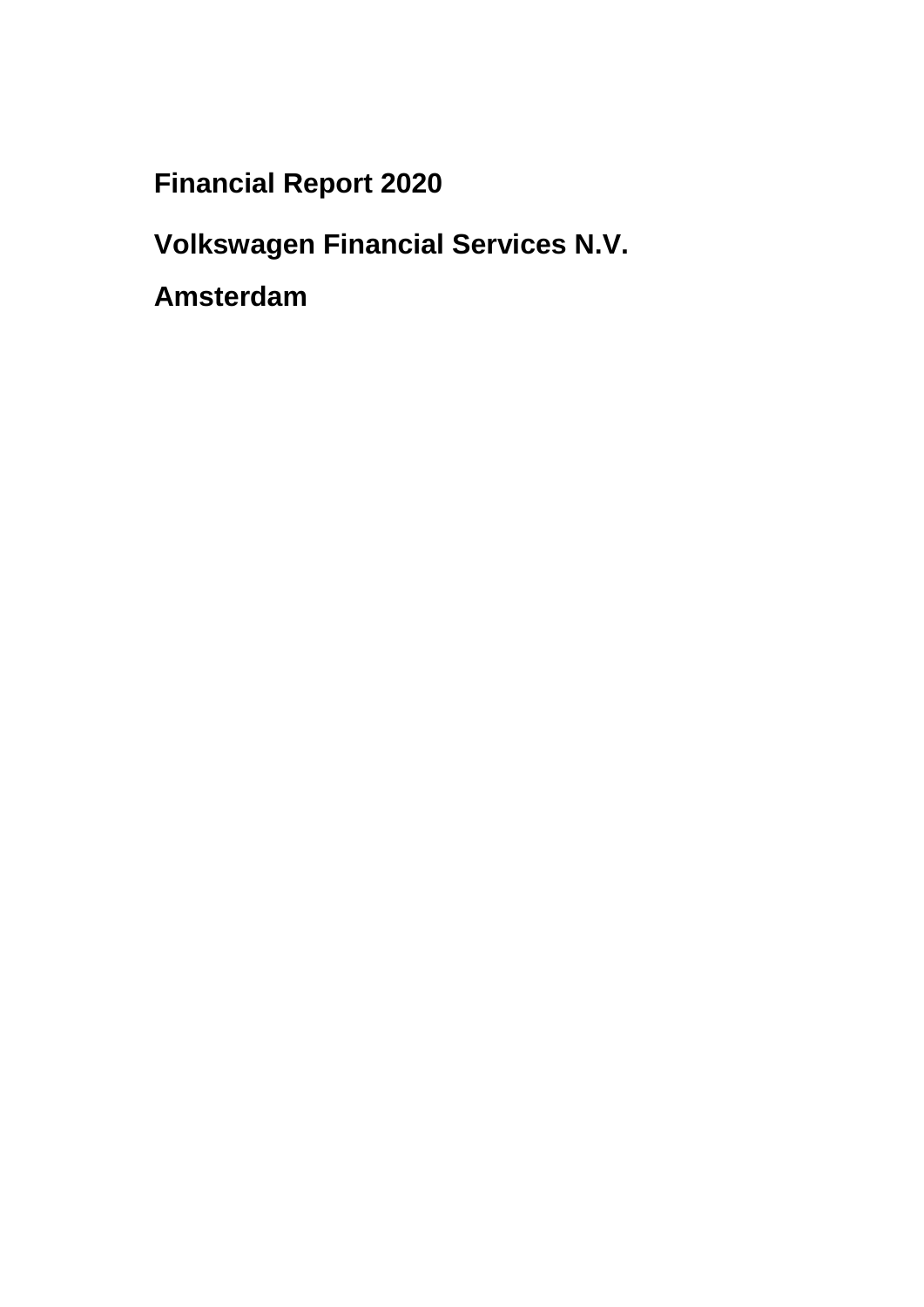# Financial Report 2020

# Volkswagen Financial Services N.V.

# Amsterdam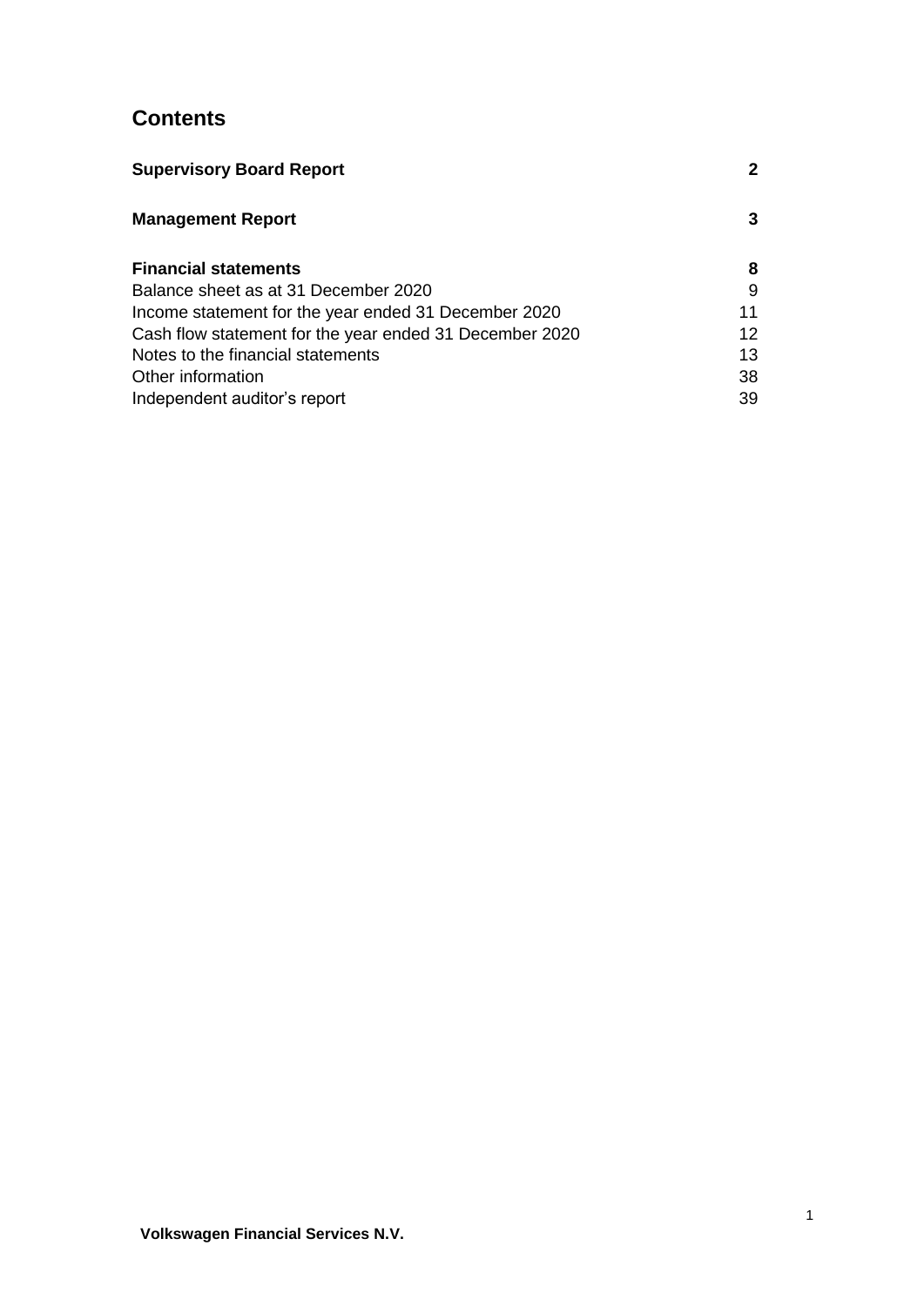# Contents

| | |
|---|---|
| **Supervisory Board Report** | **2** |
| **Management Report** | **3** |
| **Financial statements** | **8** |
| Balance sheet as at 31 December 2020 | 9 |
| Income statement for the year ended 31 December 2020 | 11 |
| Cash flow statement for the year ended 31 December 2020 | 12 |
| Notes to the financial statements | 13 |
| Other information | 38 |
| Independent auditor's report | 39 |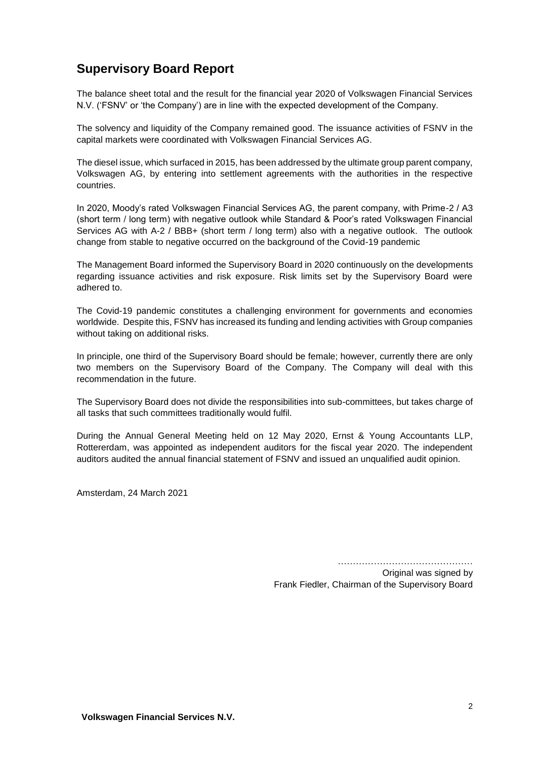## Supervisory Board Report

The balance sheet total and the result for the financial year 2020 of Volkswagen Financial Services N.V. ('FSNV' or 'the Company') are in line with the expected development of the Company.

The solvency and liquidity of the Company remained good. The issuance activities of FSNV in the capital markets were coordinated with Volkswagen Financial Services AG.

The diesel issue, which surfaced in 2015, has been addressed by the ultimate group parent company, Volkswagen AG, by entering into settlement agreements with the authorities in the respective countries.

In 2020, Moody's rated Volkswagen Financial Services AG, the parent company, with Prime-2 / A3 (short term / long term) with negative outlook while Standard & Poor's rated Volkswagen Financial Services AG with A-2 / BBB+ (short term / long term) also with a negative outlook. The outlook change from stable to negative occurred on the background of the Covid-19 pandemic

The Management Board informed the Supervisory Board in 2020 continuously on the developments regarding issuance activities and risk exposure. Risk limits set by the Supervisory Board were adhered to.

The Covid-19 pandemic constitutes a challenging environment for governments and economies worldwide. Despite this, FSNV has increased its funding and lending activities with Group companies without taking on additional risks.

In principle, one third of the Supervisory Board should be female; however, currently there are only two members on the Supervisory Board of the Company. The Company will deal with this recommendation in the future.

The Supervisory Board does not divide the responsibilities into sub-committees, but takes charge of all tasks that such committees traditionally would fulfil.

During the Annual General Meeting held on 12 May 2020, Ernst & Young Accountants LLP, Rottererdam, was appointed as independent auditors for the fiscal year 2020. The independent auditors audited the annual financial statement of FSNV and issued an unqualified audit opinion.

Amsterdam, 24 March 2021

……………………………………

Original was signed by

Frank Fiedler, Chairman of the Supervisory Board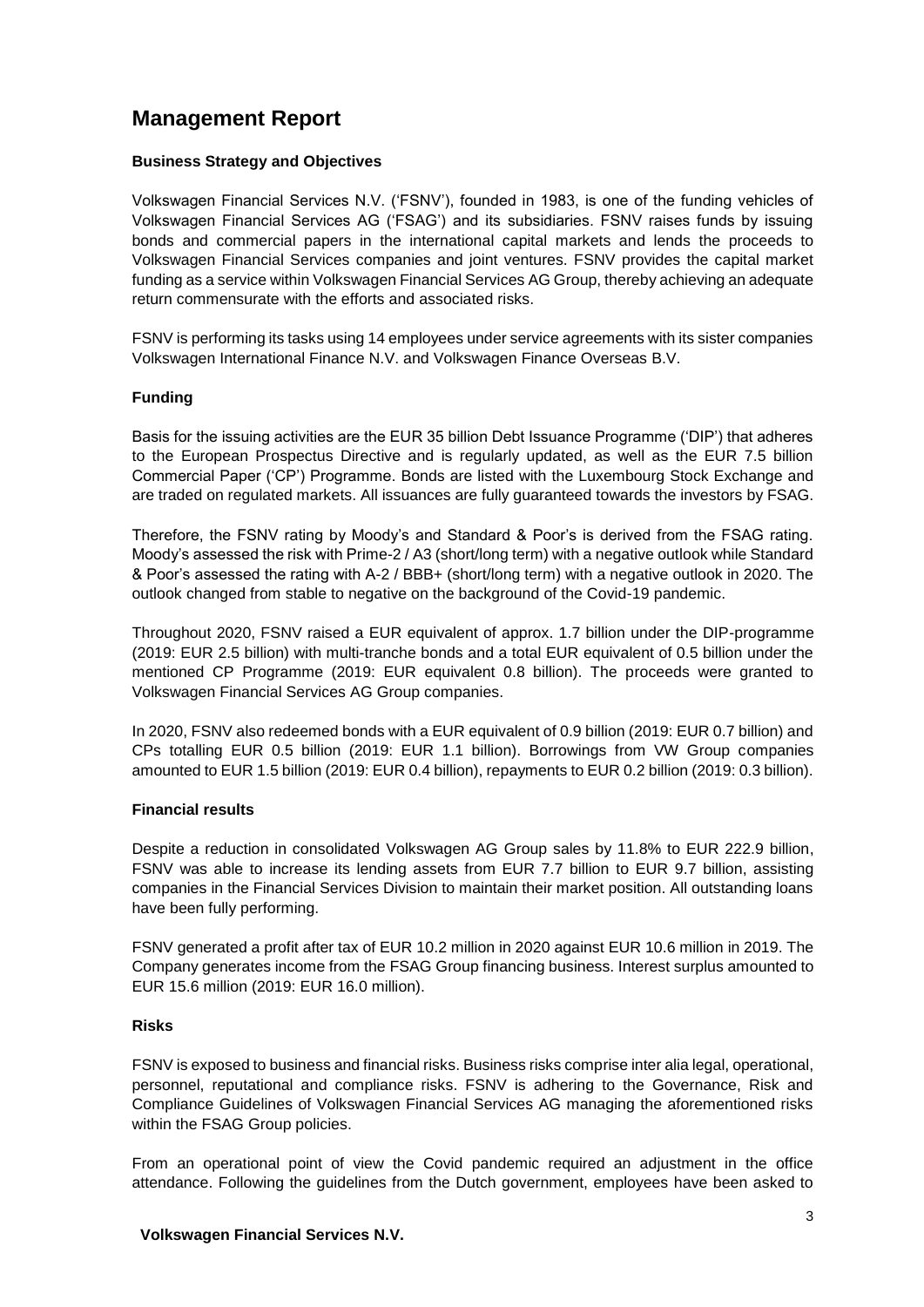# Management Report

### Business Strategy and Objectives

Volkswagen Financial Services N.V. ('FSNV'), founded in 1983, is one of the funding vehicles of Volkswagen Financial Services AG ('FSAG') and its subsidiaries. FSNV raises funds by issuing bonds and commercial papers in the international capital markets and lends the proceeds to Volkswagen Financial Services companies and joint ventures. FSNV provides the capital market funding as a service within Volkswagen Financial Services AG Group, thereby achieving an adequate return commensurate with the efforts and associated risks.

FSNV is performing its tasks using 14 employees under service agreements with its sister companies Volkswagen International Finance N.V. and Volkswagen Finance Overseas B.V.

### Funding

Basis for the issuing activities are the EUR 35 billion Debt Issuance Programme ('DIP') that adheres to the European Prospectus Directive and is regularly updated, as well as the EUR 7.5 billion Commercial Paper ('CP') Programme. Bonds are listed with the Luxembourg Stock Exchange and are traded on regulated markets. All issuances are fully guaranteed towards the investors by FSAG.

Therefore, the FSNV rating by Moody's and Standard & Poor's is derived from the FSAG rating. Moody's assessed the risk with Prime-2 / A3 (short/long term) with a negative outlook while Standard & Poor's assessed the rating with A-2 / BBB+ (short/long term) with a negative outlook in 2020. The outlook changed from stable to negative on the background of the Covid-19 pandemic.

Throughout 2020, FSNV raised a EUR equivalent of approx. 1.7 billion under the DIP-programme (2019: EUR 2.5 billion) with multi-tranche bonds and a total EUR equivalent of 0.5 billion under the mentioned CP Programme (2019: EUR equivalent 0.8 billion). The proceeds were granted to Volkswagen Financial Services AG Group companies.

In 2020, FSNV also redeemed bonds with a EUR equivalent of 0.9 billion (2019: EUR 0.7 billion) and CPs totalling EUR 0.5 billion (2019: EUR 1.1 billion). Borrowings from VW Group companies amounted to EUR 1.5 billion (2019: EUR 0.4 billion), repayments to EUR 0.2 billion (2019: 0.3 billion).

### Financial results

Despite a reduction in consolidated Volkswagen AG Group sales by 11.8% to EUR 222.9 billion, FSNV was able to increase its lending assets from EUR 7.7 billion to EUR 9.7 billion, assisting companies in the Financial Services Division to maintain their market position. All outstanding loans have been fully performing.

FSNV generated a profit after tax of EUR 10.2 million in 2020 against EUR 10.6 million in 2019. The Company generates income from the FSAG Group financing business. Interest surplus amounted to EUR 15.6 million (2019: EUR 16.0 million).

### Risks

FSNV is exposed to business and financial risks. Business risks comprise inter alia legal, operational, personnel, reputational and compliance risks. FSNV is adhering to the Governance, Risk and Compliance Guidelines of Volkswagen Financial Services AG managing the aforementioned risks within the FSAG Group policies.

From an operational point of view the Covid pandemic required an adjustment in the office attendance. Following the guidelines from the Dutch government, employees have been asked to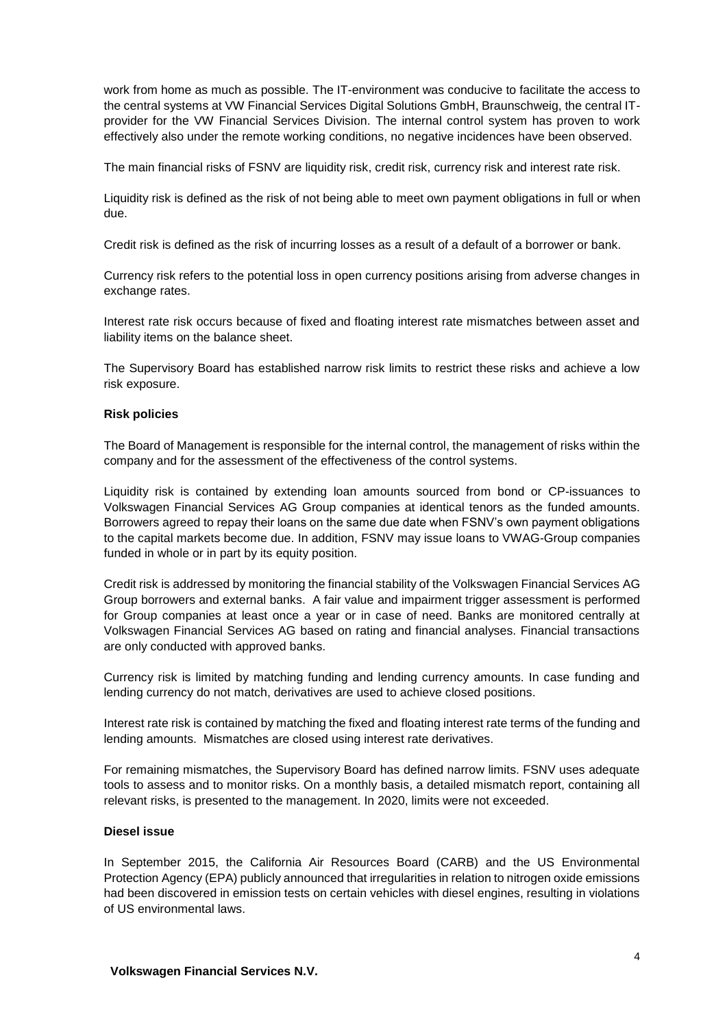work from home as much as possible. The IT-environment was conducive to facilitate the access to the central systems at VW Financial Services Digital Solutions GmbH, Braunschweig, the central IT-provider for the VW Financial Services Division. The internal control system has proven to work effectively also under the remote working conditions, no negative incidences have been observed.

The main financial risks of FSNV are liquidity risk, credit risk, currency risk and interest rate risk.

Liquidity risk is defined as the risk of not being able to meet own payment obligations in full or when due.

Credit risk is defined as the risk of incurring losses as a result of a default of a borrower or bank.

Currency risk refers to the potential loss in open currency positions arising from adverse changes in exchange rates.

Interest rate risk occurs because of fixed and floating interest rate mismatches between asset and liability items on the balance sheet.

The Supervisory Board has established narrow risk limits to restrict these risks and achieve a low risk exposure.

**Risk policies**

The Board of Management is responsible for the internal control, the management of risks within the company and for the assessment of the effectiveness of the control systems.

Liquidity risk is contained by extending loan amounts sourced from bond or CP-issuances to Volkswagen Financial Services AG Group companies at identical tenors as the funded amounts. Borrowers agreed to repay their loans on the same due date when FSNV's own payment obligations to the capital markets become due. In addition, FSNV may issue loans to VWAG-Group companies funded in whole or in part by its equity position.

Credit risk is addressed by monitoring the financial stability of the Volkswagen Financial Services AG Group borrowers and external banks. A fair value and impairment trigger assessment is performed for Group companies at least once a year or in case of need. Banks are monitored centrally at Volkswagen Financial Services AG based on rating and financial analyses. Financial transactions are only conducted with approved banks.

Currency risk is limited by matching funding and lending currency amounts. In case funding and lending currency do not match, derivatives are used to achieve closed positions.

Interest rate risk is contained by matching the fixed and floating interest rate terms of the funding and lending amounts. Mismatches are closed using interest rate derivatives.

For remaining mismatches, the Supervisory Board has defined narrow limits. FSNV uses adequate tools to assess and to monitor risks. On a monthly basis, a detailed mismatch report, containing all relevant risks, is presented to the management. In 2020, limits were not exceeded.

**Diesel issue**

In September 2015, the California Air Resources Board (CARB) and the US Environmental Protection Agency (EPA) publicly announced that irregularities in relation to nitrogen oxide emissions had been discovered in emission tests on certain vehicles with diesel engines, resulting in violations of US environmental laws.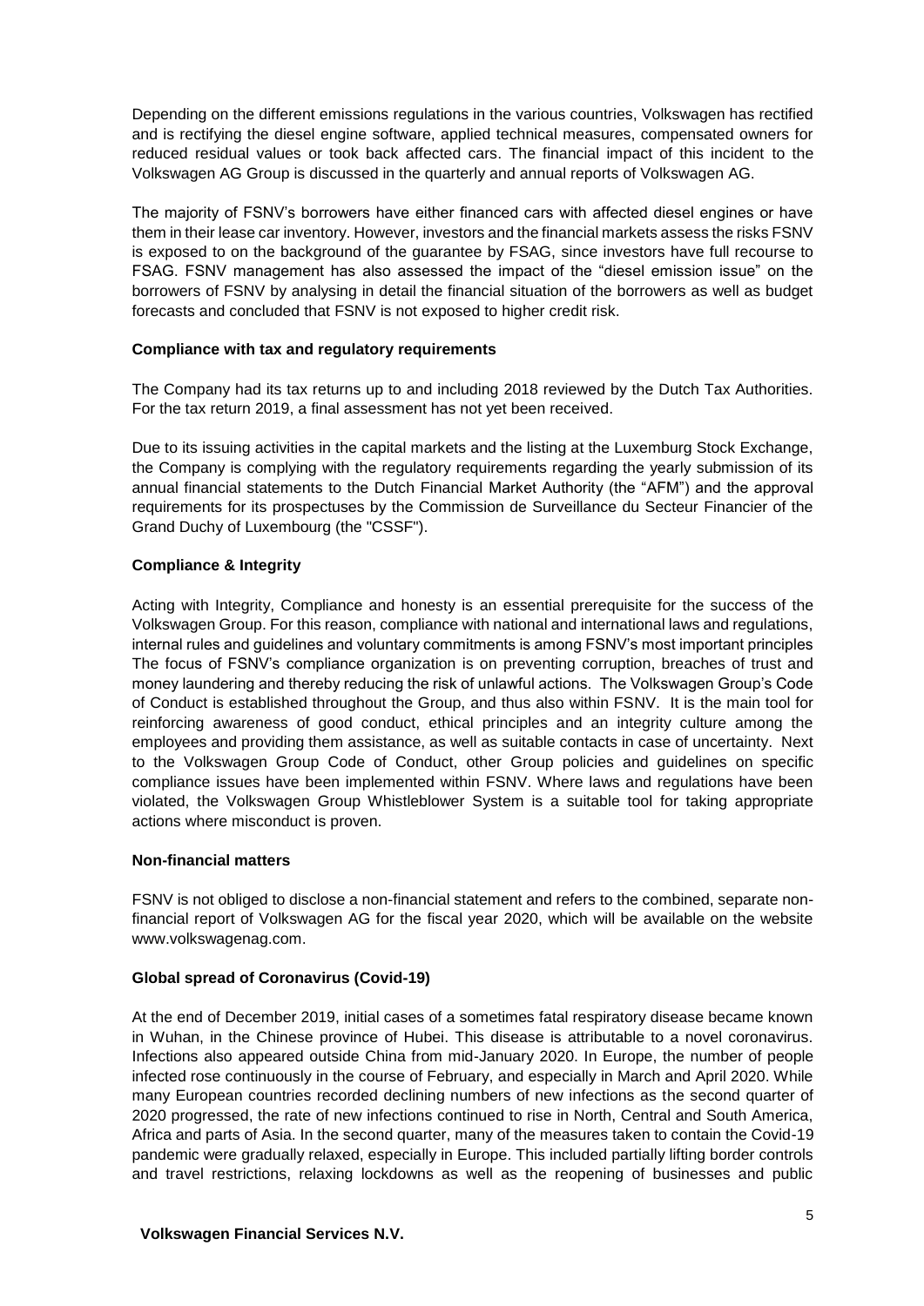Depending on the different emissions regulations in the various countries, Volkswagen has rectified and is rectifying the diesel engine software, applied technical measures, compensated owners for reduced residual values or took back affected cars. The financial impact of this incident to the Volkswagen AG Group is discussed in the quarterly and annual reports of Volkswagen AG.

The majority of FSNV's borrowers have either financed cars with affected diesel engines or have them in their lease car inventory. However, investors and the financial markets assess the risks FSNV is exposed to on the background of the guarantee by FSAG, since investors have full recourse to FSAG. FSNV management has also assessed the impact of the "diesel emission issue" on the borrowers of FSNV by analysing in detail the financial situation of the borrowers as well as budget forecasts and concluded that FSNV is not exposed to higher credit risk.

**Compliance with tax and regulatory requirements**

The Company had its tax returns up to and including 2018 reviewed by the Dutch Tax Authorities. For the tax return 2019, a final assessment has not yet been received.

Due to its issuing activities in the capital markets and the listing at the Luxemburg Stock Exchange, the Company is complying with the regulatory requirements regarding the yearly submission of its annual financial statements to the Dutch Financial Market Authority (the "AFM") and the approval requirements for its prospectuses by the Commission de Surveillance du Secteur Financier of the Grand Duchy of Luxembourg (the "CSSF").

**Compliance & Integrity**

Acting with Integrity, Compliance and honesty is an essential prerequisite for the success of the Volkswagen Group. For this reason, compliance with national and international laws and regulations, internal rules and guidelines and voluntary commitments is among FSNV's most important principles The focus of FSNV's compliance organization is on preventing corruption, breaches of trust and money laundering and thereby reducing the risk of unlawful actions. The Volkswagen Group's Code of Conduct is established throughout the Group, and thus also within FSNV. It is the main tool for reinforcing awareness of good conduct, ethical principles and an integrity culture among the employees and providing them assistance, as well as suitable contacts in case of uncertainty. Next to the Volkswagen Group Code of Conduct, other Group policies and guidelines on specific compliance issues have been implemented within FSNV. Where laws and regulations have been violated, the Volkswagen Group Whistleblower System is a suitable tool for taking appropriate actions where misconduct is proven.

**Non-financial matters**

FSNV is not obliged to disclose a non-financial statement and refers to the combined, separate non-financial report of Volkswagen AG for the fiscal year 2020, which will be available on the website www.volkswagenag.com.

**Global spread of Coronavirus (Covid-19)**

At the end of December 2019, initial cases of a sometimes fatal respiratory disease became known in Wuhan, in the Chinese province of Hubei. This disease is attributable to a novel coronavirus. Infections also appeared outside China from mid-January 2020. In Europe, the number of people infected rose continuously in the course of February, and especially in March and April 2020. While many European countries recorded declining numbers of new infections as the second quarter of 2020 progressed, the rate of new infections continued to rise in North, Central and South America, Africa and parts of Asia. In the second quarter, many of the measures taken to contain the Covid-19 pandemic were gradually relaxed, especially in Europe. This included partially lifting border controls and travel restrictions, relaxing lockdowns as well as the reopening of businesses and public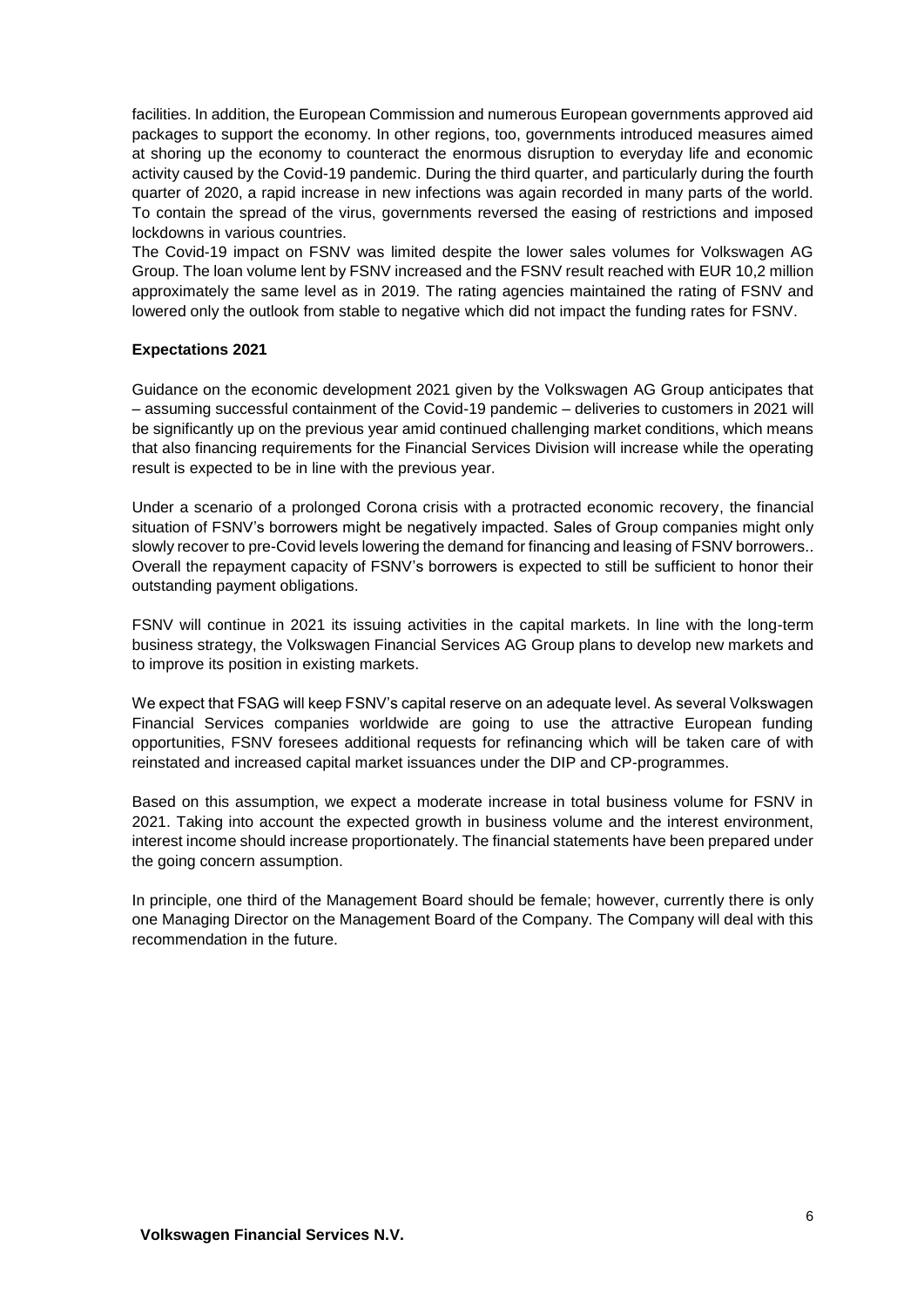facilities. In addition, the European Commission and numerous European governments approved aid packages to support the economy. In other regions, too, governments introduced measures aimed at shoring up the economy to counteract the enormous disruption to everyday life and economic activity caused by the Covid-19 pandemic. During the third quarter, and particularly during the fourth quarter of 2020, a rapid increase in new infections was again recorded in many parts of the world. To contain the spread of the virus, governments reversed the easing of restrictions and imposed lockdowns in various countries.

The Covid-19 impact on FSNV was limited despite the lower sales volumes for Volkswagen AG Group. The loan volume lent by FSNV increased and the FSNV result reached with EUR 10,2 million approximately the same level as in 2019. The rating agencies maintained the rating of FSNV and lowered only the outlook from stable to negative which did not impact the funding rates for FSNV.

**Expectations 2021**

Guidance on the economic development 2021 given by the Volkswagen AG Group anticipates that – assuming successful containment of the Covid-19 pandemic – deliveries to customers in 2021 will be significantly up on the previous year amid continued challenging market conditions, which means that also financing requirements for the Financial Services Division will increase while the operating result is expected to be in line with the previous year.

Under a scenario of a prolonged Corona crisis with a protracted economic recovery, the financial situation of FSNV's borrowers might be negatively impacted. Sales of Group companies might only slowly recover to pre-Covid levels lowering the demand for financing and leasing of FSNV borrowers.. Overall the repayment capacity of FSNV's borrowers is expected to still be sufficient to honor their outstanding payment obligations.

FSNV will continue in 2021 its issuing activities in the capital markets. In line with the long-term business strategy, the Volkswagen Financial Services AG Group plans to develop new markets and to improve its position in existing markets.

We expect that FSAG will keep FSNV's capital reserve on an adequate level. As several Volkswagen Financial Services companies worldwide are going to use the attractive European funding opportunities, FSNV foresees additional requests for refinancing which will be taken care of with reinstated and increased capital market issuances under the DIP and CP-programmes.

Based on this assumption, we expect a moderate increase in total business volume for FSNV in 2021. Taking into account the expected growth in business volume and the interest environment, interest income should increase proportionately. The financial statements have been prepared under the going concern assumption.

In principle, one third of the Management Board should be female; however, currently there is only one Managing Director on the Management Board of the Company. The Company will deal with this recommendation in the future.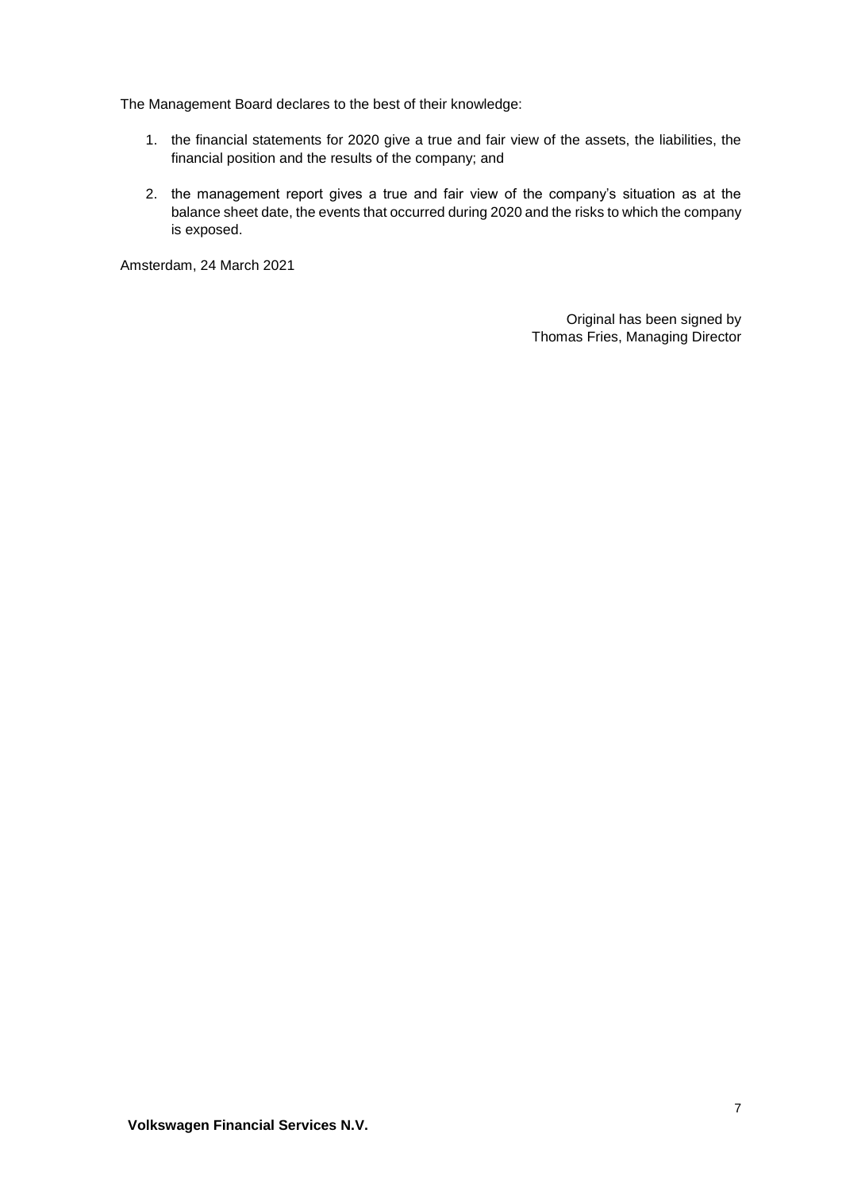The Management Board declares to the best of their knowledge:

1. the financial statements for 2020 give a true and fair view of the assets, the liabilities, the financial position and the results of the company; and

2. the management report gives a true and fair view of the company's situation as at the balance sheet date, the events that occurred during 2020 and the risks to which the company is exposed.

Amsterdam, 24 March 2021

Original has been signed by
Thomas Fries, Managing Director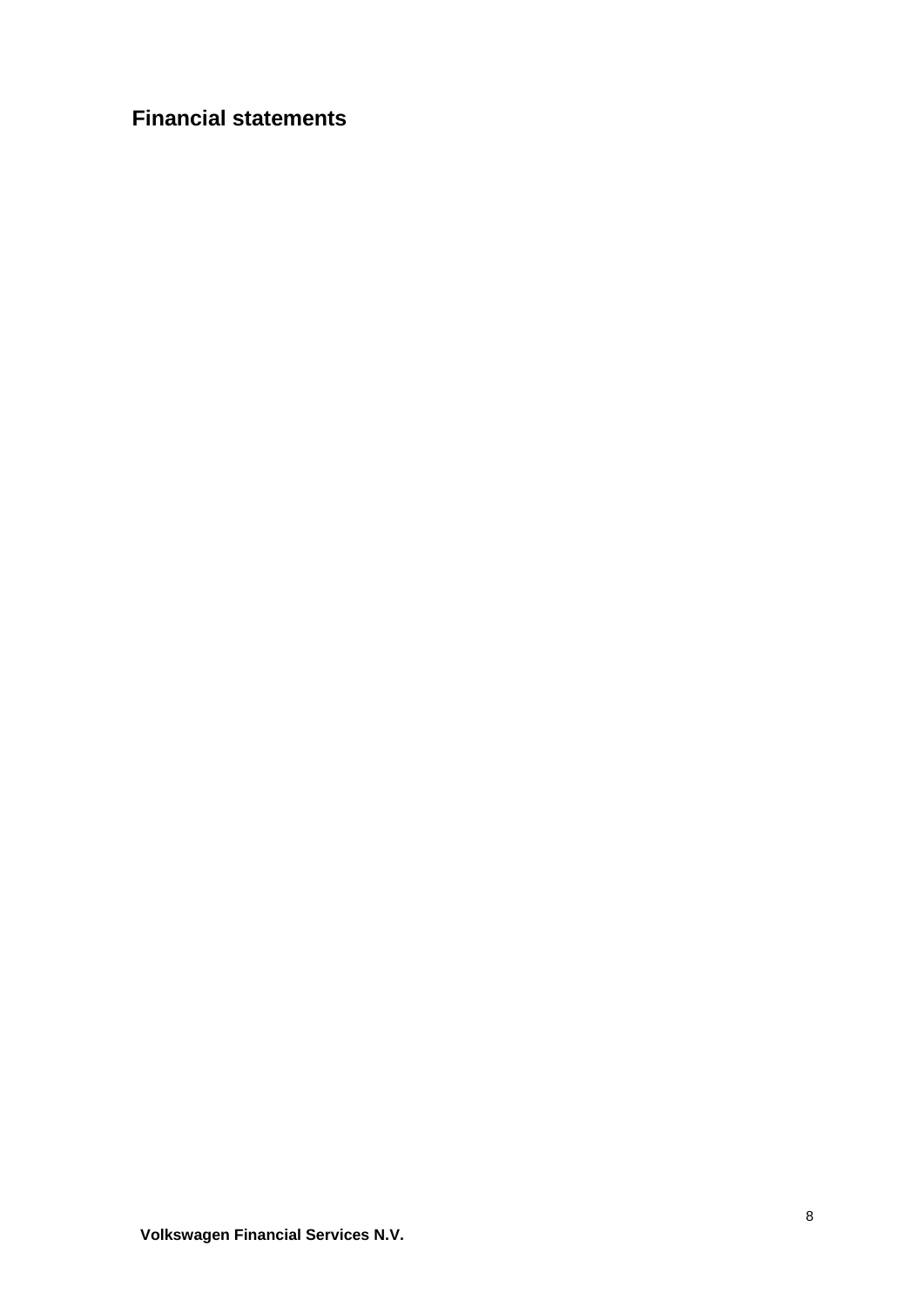# Financial statements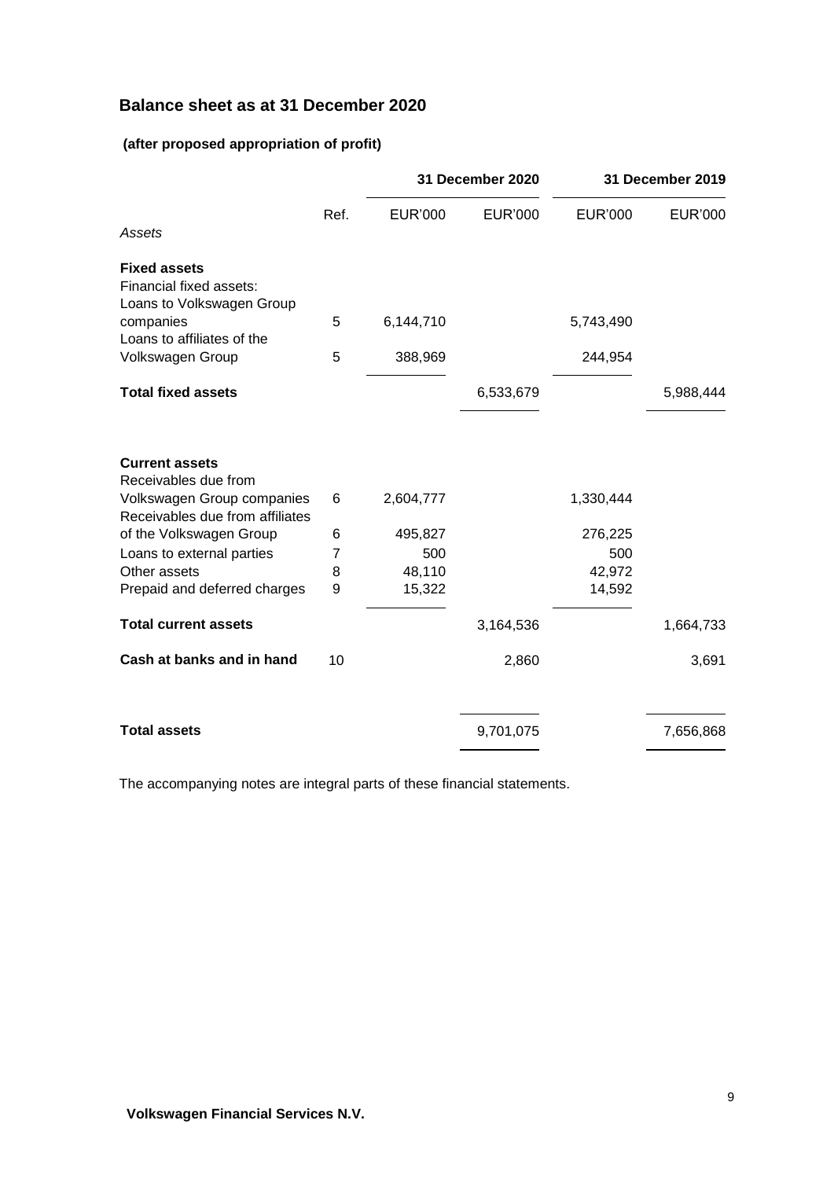## Balance sheet as at 31 December 2020

**(after proposed appropriation of profit)**

| | | 31 December 2020 | | 31 December 2019 | |
|---|---|---|---|---|---|
| | Ref. | EUR'000 | EUR'000 | EUR'000 | EUR'000 |
| *Assets* | | | | | |
| **Fixed assets** | | | | | |
| Financial fixed assets: | | | | | |
| Loans to Volkswagen Group companies | 5 | 6,144,710 | | 5,743,490 | |
| Loans to affiliates of the Volkswagen Group | 5 | 388,969 | | 244,954 | |
| **Total fixed assets** | | | 6,533,679 | | 5,988,444 |
| **Current assets** | | | | | |
| Receivables due from Volkswagen Group companies | 6 | 2,604,777 | | 1,330,444 | |
| Receivables due from affiliates of the Volkswagen Group | 6 | 495,827 | | 276,225 | |
| Loans to external parties | 7 | 500 | | 500 | |
| Other assets | 8 | 48,110 | | 42,972 | |
| Prepaid and deferred charges | 9 | 15,322 | | 14,592 | |
| **Total current assets** | | | 3,164,536 | | 1,664,733 |
| **Cash at banks and in hand** | 10 | | 2,860 | | 3,691 |
| **Total assets** | | | 9,701,075 | | 7,656,868 |

The accompanying notes are integral parts of these financial statements.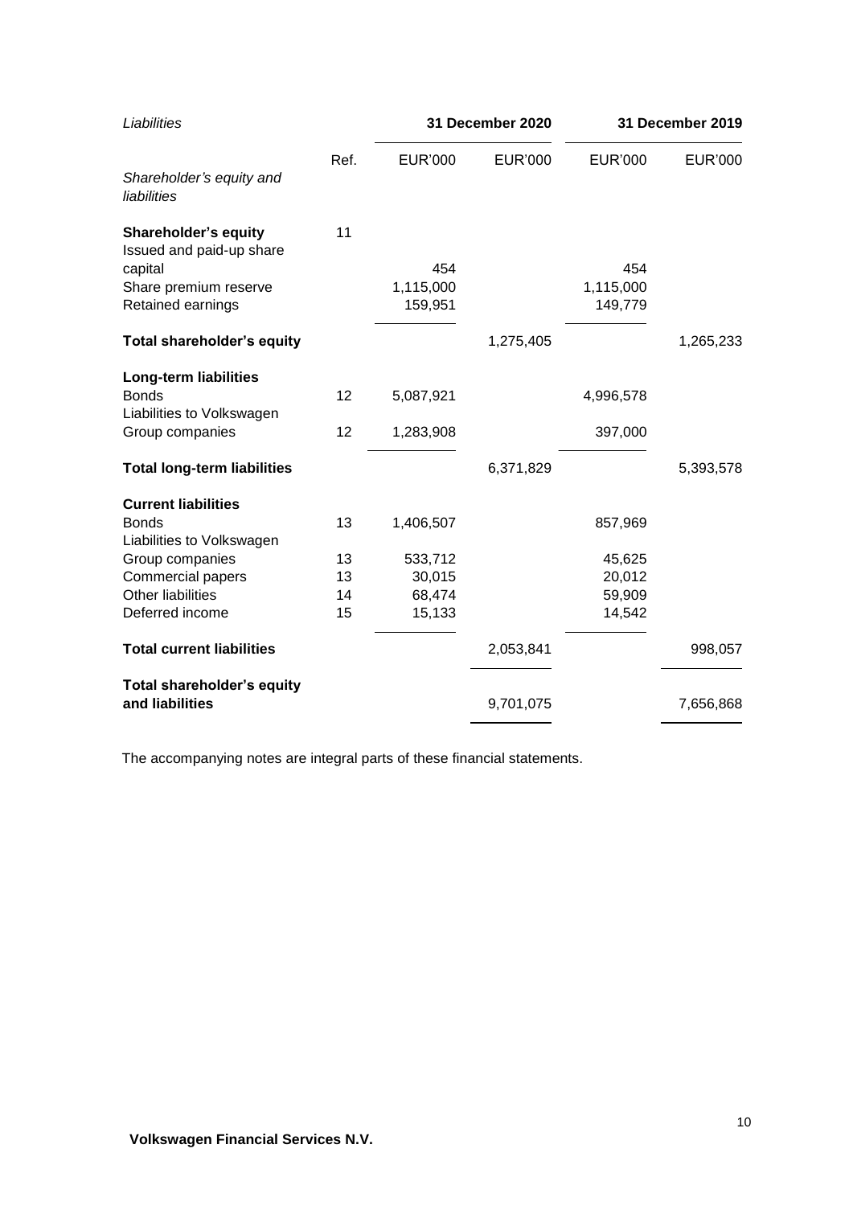| *Liabilities* | | 31 December 2020 | | 31 December 2019 | |
|---|---|---|---|---|---|
| *Shareholder's equity and liabilities* | Ref. | EUR'000 | EUR'000 | EUR'000 | EUR'000 |
| **Shareholder's equity** | 11 | | | | |
| Issued and paid-up share capital | | 454 | | 454 | |
| Share premium reserve | | 1,115,000 | | 1,115,000 | |
| Retained earnings | | 159,951 | | 149,779 | |
| **Total shareholder's equity** | | | 1,275,405 | | 1,265,233 |
| **Long-term liabilities** | | | | | |
| Bonds | 12 | 5,087,921 | | 4,996,578 | |
| Liabilities to Volkswagen Group companies | 12 | 1,283,908 | | 397,000 | |
| **Total long-term liabilities** | | | 6,371,829 | | 5,393,578 |
| **Current liabilities** | | | | | |
| Bonds | 13 | 1,406,507 | | 857,969 | |
| Liabilities to Volkswagen Group companies | 13 | 533,712 | | 45,625 | |
| Commercial papers | 13 | 30,015 | | 20,012 | |
| Other liabilities | 14 | 68,474 | | 59,909 | |
| Deferred income | 15 | 15,133 | | 14,542 | |
| **Total current liabilities** | | | 2,053,841 | | 998,057 |
| **Total shareholder's equity and liabilities** | | | 9,701,075 | | 7,656,868 |

The accompanying notes are integral parts of these financial statements.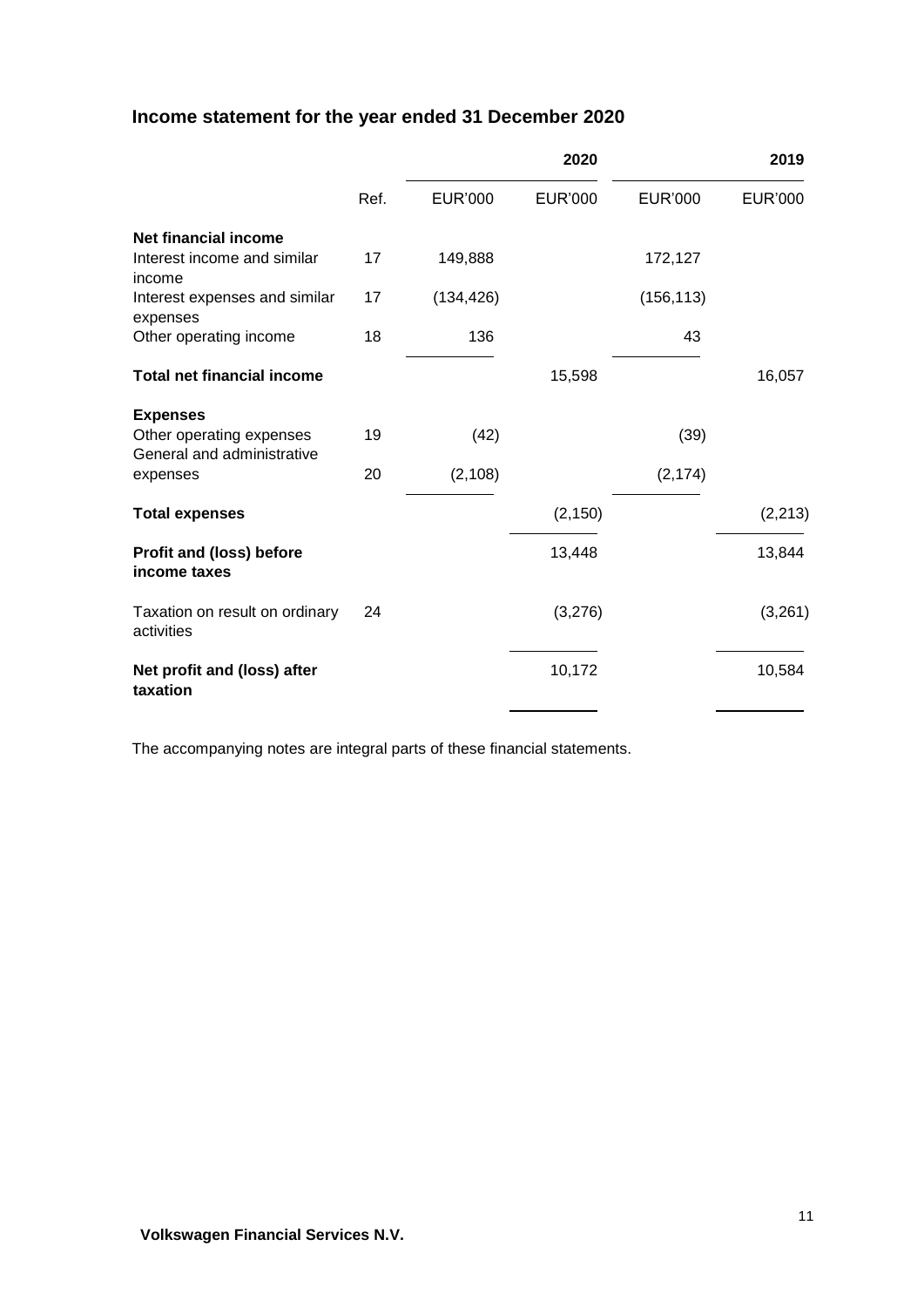## Income statement for the year ended 31 December 2020

| | Ref. | 2020 EUR'000 | 2020 EUR'000 | 2019 EUR'000 | 2019 EUR'000 |
|---|---|---|---|---|---|
| **Net financial income** | | | | | |
| Interest income and similar income | 17 | 149,888 | | 172,127 | |
| Interest expenses and similar expenses | 17 | (134,426) | | (156,113) | |
| Other operating income | 18 | 136 | | 43 | |
| **Total net financial income** | | | 15,598 | | 16,057 |
| **Expenses** | | | | | |
| Other operating expenses | 19 | (42) | | (39) | |
| General and administrative expenses | 20 | (2,108) | | (2,174) | |
| **Total expenses** | | | (2,150) | | (2,213) |
| **Profit and (loss) before income taxes** | | | 13,448 | | 13,844 |
| Taxation on result on ordinary activities | 24 | | (3,276) | | (3,261) |
| **Net profit and (loss) after taxation** | | | 10,172 | | 10,584 |

The accompanying notes are integral parts of these financial statements.

**Volkswagen Financial Services N.V.**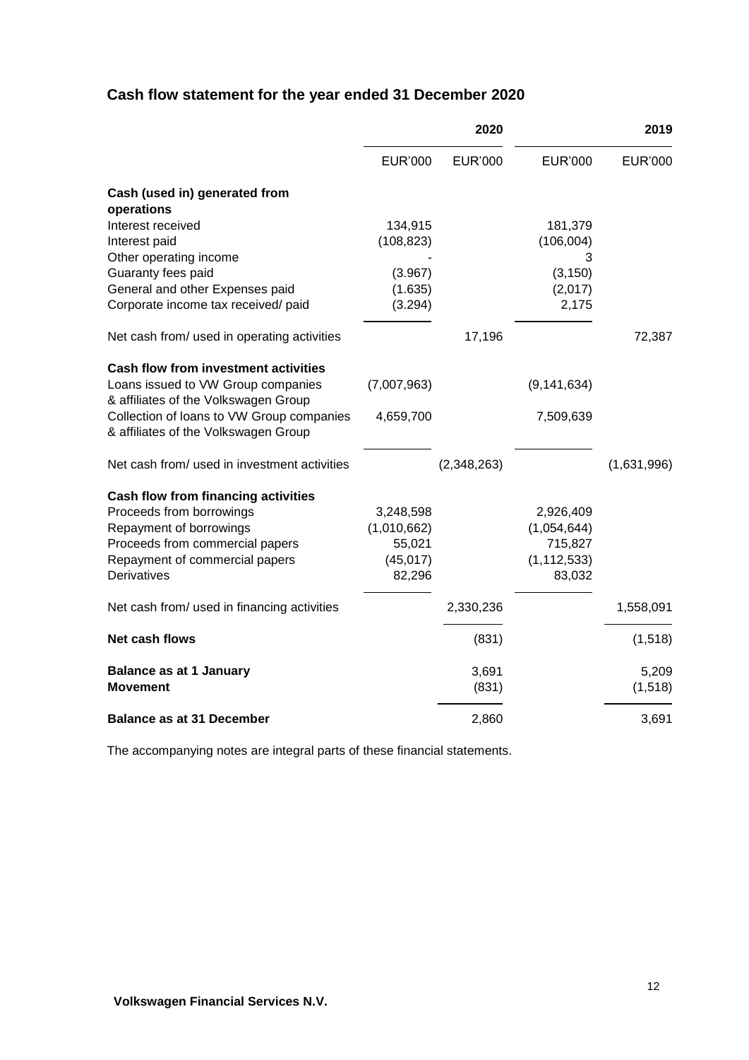## Cash flow statement for the year ended 31 December 2020

| | 2020 | | 2019 | |
|---|---|---|---|---|
| | EUR'000 | EUR'000 | EUR'000 | EUR'000 |
| **Cash (used in) generated from operations** | | | | |
| Interest received | 134,915 | | 181,379 | |
| Interest paid | (108,823) | | (106,004) | |
| Other operating income | - | | 3 | |
| Guaranty fees paid | (3.967) | | (3,150) | |
| General and other Expenses paid | (1.635) | | (2,017) | |
| Corporate income tax received/ paid | (3.294) | | 2,175 | |
| Net cash from/ used in operating activities | | 17,196 | | 72,387 |
| **Cash flow from investment activities** | | | | |
| Loans issued to VW Group companies & affiliates of the Volkswagen Group | (7,007,963) | | (9,141,634) | |
| Collection of loans to VW Group companies & affiliates of the Volkswagen Group | 4,659,700 | | 7,509,639 | |
| Net cash from/ used in investment activities | | (2,348,263) | | (1,631,996) |
| **Cash flow from financing activities** | | | | |
| Proceeds from borrowings | 3,248,598 | | 2,926,409 | |
| Repayment of borrowings | (1,010,662) | | (1,054,644) | |
| Proceeds from commercial papers | 55,021 | | 715,827 | |
| Repayment of commercial papers | (45,017) | | (1,112,533) | |
| Derivatives | 82,296 | | 83,032 | |
| Net cash from/ used in financing activities | | 2,330,236 | | 1,558,091 |
| **Net cash flows** | | (831) | | (1,518) |
| **Balance as at 1 January** | | 3,691 | | 5,209 |
| **Movement** | | (831) | | (1,518) |
| **Balance as at 31 December** | | 2,860 | | 3,691 |

The accompanying notes are integral parts of these financial statements.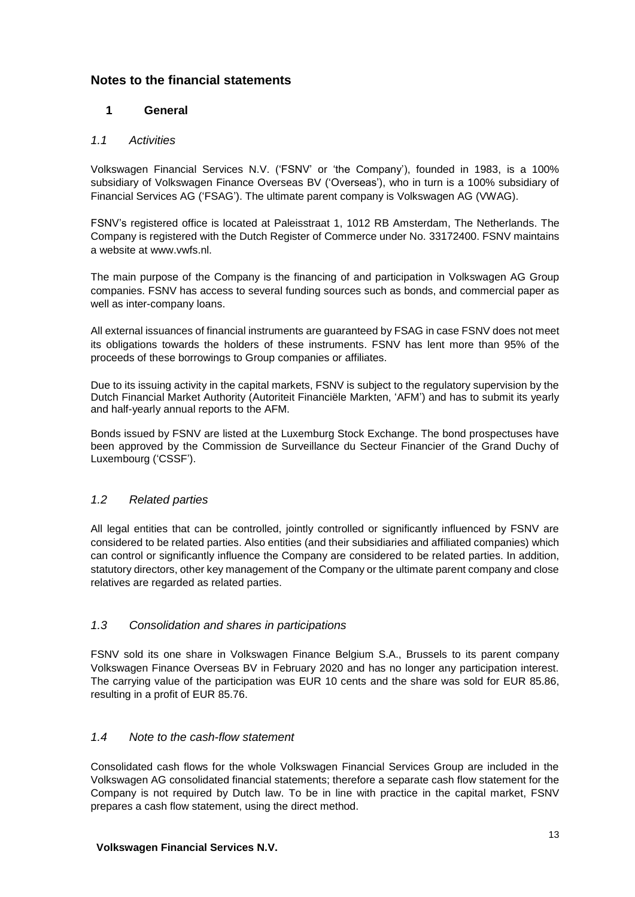## Notes to the financial statements

### 1 General

#### *1.1 Activities*

Volkswagen Financial Services N.V. ('FSNV' or 'the Company'), founded in 1983, is a 100% subsidiary of Volkswagen Finance Overseas BV ('Overseas'), who in turn is a 100% subsidiary of Financial Services AG ('FSAG'). The ultimate parent company is Volkswagen AG (VWAG).

FSNV's registered office is located at Paleisstraat 1, 1012 RB Amsterdam, The Netherlands. The Company is registered with the Dutch Register of Commerce under No. 33172400. FSNV maintains a website at www.vwfs.nl.

The main purpose of the Company is the financing of and participation in Volkswagen AG Group companies. FSNV has access to several funding sources such as bonds, and commercial paper as well as inter-company loans.

All external issuances of financial instruments are guaranteed by FSAG in case FSNV does not meet its obligations towards the holders of these instruments. FSNV has lent more than 95% of the proceeds of these borrowings to Group companies or affiliates.

Due to its issuing activity in the capital markets, FSNV is subject to the regulatory supervision by the Dutch Financial Market Authority (Autoriteit Financiële Markten, 'AFM') and has to submit its yearly and half-yearly annual reports to the AFM.

Bonds issued by FSNV are listed at the Luxemburg Stock Exchange. The bond prospectuses have been approved by the Commission de Surveillance du Secteur Financier of the Grand Duchy of Luxembourg ('CSSF').

#### *1.2 Related parties*

All legal entities that can be controlled, jointly controlled or significantly influenced by FSNV are considered to be related parties. Also entities (and their subsidiaries and affiliated companies) which can control or significantly influence the Company are considered to be related parties. In addition, statutory directors, other key management of the Company or the ultimate parent company and close relatives are regarded as related parties.

#### *1.3 Consolidation and shares in participations*

FSNV sold its one share in Volkswagen Finance Belgium S.A., Brussels to its parent company Volkswagen Finance Overseas BV in February 2020 and has no longer any participation interest. The carrying value of the participation was EUR 10 cents and the share was sold for EUR 85.86, resulting in a profit of EUR 85.76.

#### *1.4 Note to the cash-flow statement*

Consolidated cash flows for the whole Volkswagen Financial Services Group are included in the Volkswagen AG consolidated financial statements; therefore a separate cash flow statement for the Company is not required by Dutch law. To be in line with practice in the capital market, FSNV prepares a cash flow statement, using the direct method.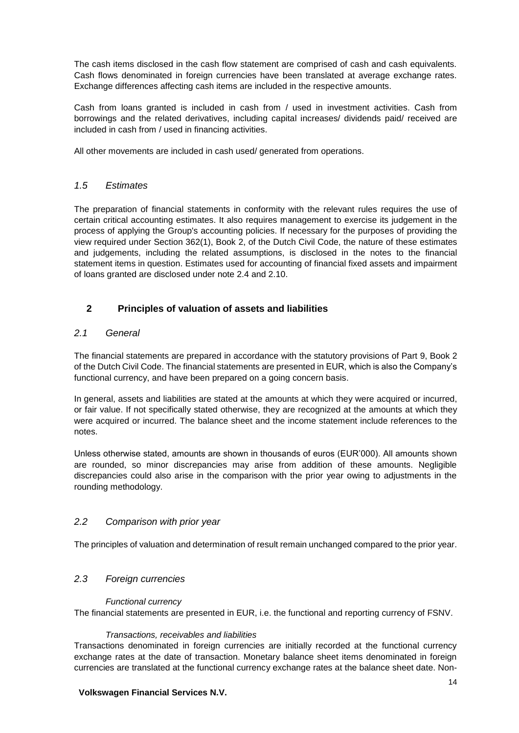The cash items disclosed in the cash flow statement are comprised of cash and cash equivalents. Cash flows denominated in foreign currencies have been translated at average exchange rates. Exchange differences affecting cash items are included in the respective amounts.

Cash from loans granted is included in cash from / used in investment activities. Cash from borrowings and the related derivatives, including capital increases/ dividends paid/ received are included in cash from / used in financing activities.

All other movements are included in cash used/ generated from operations.

### *1.5 Estimates*

The preparation of financial statements in conformity with the relevant rules requires the use of certain critical accounting estimates. It also requires management to exercise its judgement in the process of applying the Group's accounting policies. If necessary for the purposes of providing the view required under Section 362(1), Book 2, of the Dutch Civil Code, the nature of these estimates and judgements, including the related assumptions, is disclosed in the notes to the financial statement items in question. Estimates used for accounting of financial fixed assets and impairment of loans granted are disclosed under note 2.4 and 2.10.

## 2 Principles of valuation of assets and liabilities

### *2.1 General*

The financial statements are prepared in accordance with the statutory provisions of Part 9, Book 2 of the Dutch Civil Code. The financial statements are presented in EUR, which is also the Company's functional currency, and have been prepared on a going concern basis.

In general, assets and liabilities are stated at the amounts at which they were acquired or incurred, or fair value. If not specifically stated otherwise, they are recognized at the amounts at which they were acquired or incurred. The balance sheet and the income statement include references to the notes.

Unless otherwise stated, amounts are shown in thousands of euros (EUR'000). All amounts shown are rounded, so minor discrepancies may arise from addition of these amounts. Negligible discrepancies could also arise in the comparison with the prior year owing to adjustments in the rounding methodology.

### *2.2 Comparison with prior year*

The principles of valuation and determination of result remain unchanged compared to the prior year.

### *2.3 Foreign currencies*

*Functional currency*

The financial statements are presented in EUR, i.e. the functional and reporting currency of FSNV.

*Transactions, receivables and liabilities*

Transactions denominated in foreign currencies are initially recorded at the functional currency exchange rates at the date of transaction. Monetary balance sheet items denominated in foreign currencies are translated at the functional currency exchange rates at the balance sheet date. Non-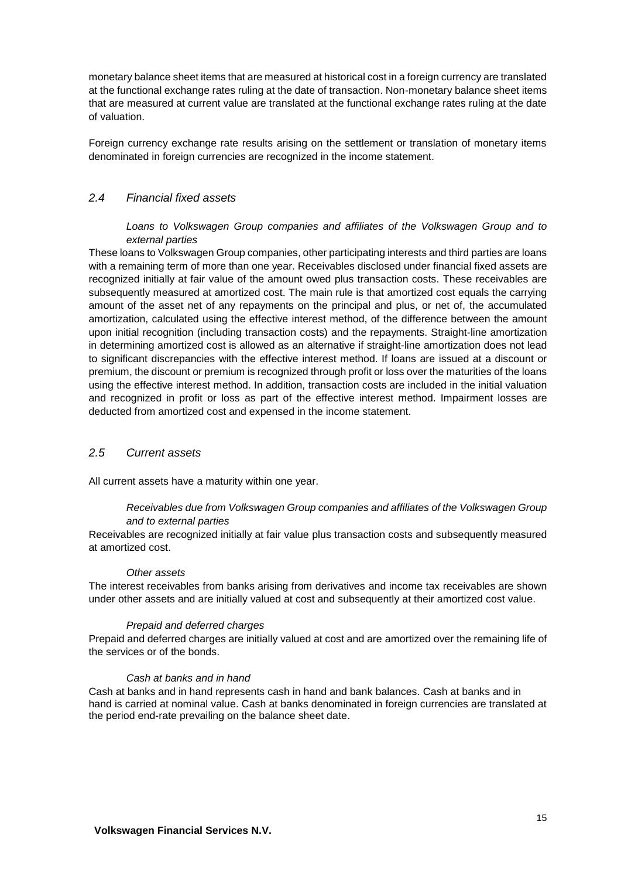monetary balance sheet items that are measured at historical cost in a foreign currency are translated at the functional exchange rates ruling at the date of transaction. Non-monetary balance sheet items that are measured at current value are translated at the functional exchange rates ruling at the date of valuation.

Foreign currency exchange rate results arising on the settlement or translation of monetary items denominated in foreign currencies are recognized in the income statement.

## *2.4 Financial fixed assets*

*Loans to Volkswagen Group companies and affiliates of the Volkswagen Group and to external parties*

These loans to Volkswagen Group companies, other participating interests and third parties are loans with a remaining term of more than one year. Receivables disclosed under financial fixed assets are recognized initially at fair value of the amount owed plus transaction costs. These receivables are subsequently measured at amortized cost. The main rule is that amortized cost equals the carrying amount of the asset net of any repayments on the principal and plus, or net of, the accumulated amortization, calculated using the effective interest method, of the difference between the amount upon initial recognition (including transaction costs) and the repayments. Straight-line amortization in determining amortized cost is allowed as an alternative if straight-line amortization does not lead to significant discrepancies with the effective interest method. If loans are issued at a discount or premium, the discount or premium is recognized through profit or loss over the maturities of the loans using the effective interest method. In addition, transaction costs are included in the initial valuation and recognized in profit or loss as part of the effective interest method. Impairment losses are deducted from amortized cost and expensed in the income statement.

## *2.5 Current assets*

All current assets have a maturity within one year.

*Receivables due from Volkswagen Group companies and affiliates of the Volkswagen Group and to external parties*

Receivables are recognized initially at fair value plus transaction costs and subsequently measured at amortized cost.

*Other assets*

The interest receivables from banks arising from derivatives and income tax receivables are shown under other assets and are initially valued at cost and subsequently at their amortized cost value.

*Prepaid and deferred charges*

Prepaid and deferred charges are initially valued at cost and are amortized over the remaining life of the services or of the bonds.

*Cash at banks and in hand*

Cash at banks and in hand represents cash in hand and bank balances. Cash at banks and in hand is carried at nominal value. Cash at banks denominated in foreign currencies are translated at the period end-rate prevailing on the balance sheet date.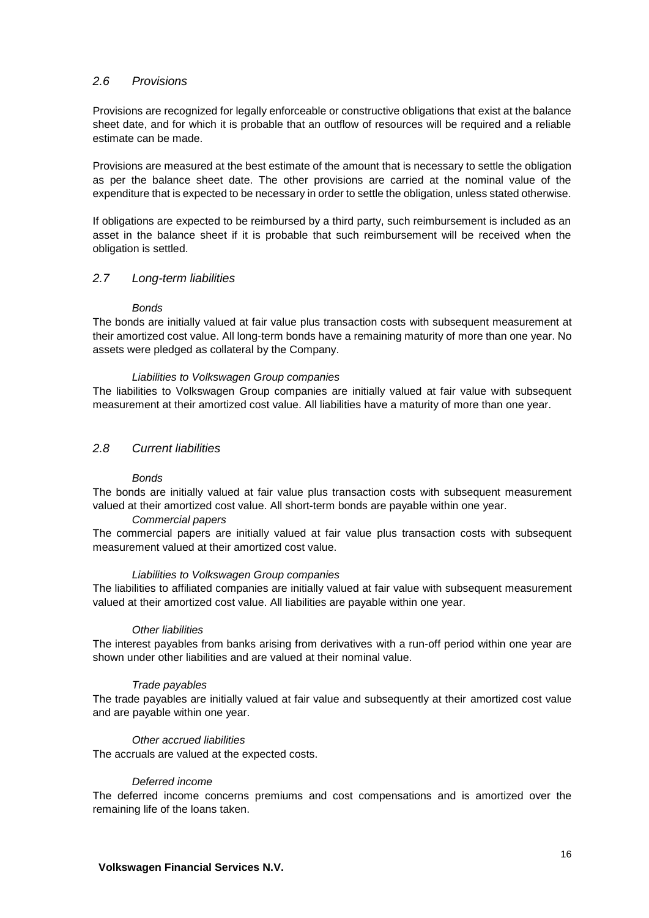## 2.6 Provisions

Provisions are recognized for legally enforceable or constructive obligations that exist at the balance sheet date, and for which it is probable that an outflow of resources will be required and a reliable estimate can be made.

Provisions are measured at the best estimate of the amount that is necessary to settle the obligation as per the balance sheet date. The other provisions are carried at the nominal value of the expenditure that is expected to be necessary in order to settle the obligation, unless stated otherwise.

If obligations are expected to be reimbursed by a third party, such reimbursement is included as an asset in the balance sheet if it is probable that such reimbursement will be received when the obligation is settled.

## 2.7 Long-term liabilities

*Bonds*

The bonds are initially valued at fair value plus transaction costs with subsequent measurement at their amortized cost value. All long-term bonds have a remaining maturity of more than one year. No assets were pledged as collateral by the Company.

*Liabilities to Volkswagen Group companies*

The liabilities to Volkswagen Group companies are initially valued at fair value with subsequent measurement at their amortized cost value. All liabilities have a maturity of more than one year.

## 2.8 Current liabilities

*Bonds*

The bonds are initially valued at fair value plus transaction costs with subsequent measurement valued at their amortized cost value. All short-term bonds are payable within one year.

*Commercial papers*

The commercial papers are initially valued at fair value plus transaction costs with subsequent measurement valued at their amortized cost value.

*Liabilities to Volkswagen Group companies*

The liabilities to affiliated companies are initially valued at fair value with subsequent measurement valued at their amortized cost value. All liabilities are payable within one year.

*Other liabilities*

The interest payables from banks arising from derivatives with a run-off period within one year are shown under other liabilities and are valued at their nominal value.

*Trade payables*

The trade payables are initially valued at fair value and subsequently at their amortized cost value and are payable within one year.

*Other accrued liabilities*

The accruals are valued at the expected costs.

*Deferred income*

The deferred income concerns premiums and cost compensations and is amortized over the remaining life of the loans taken.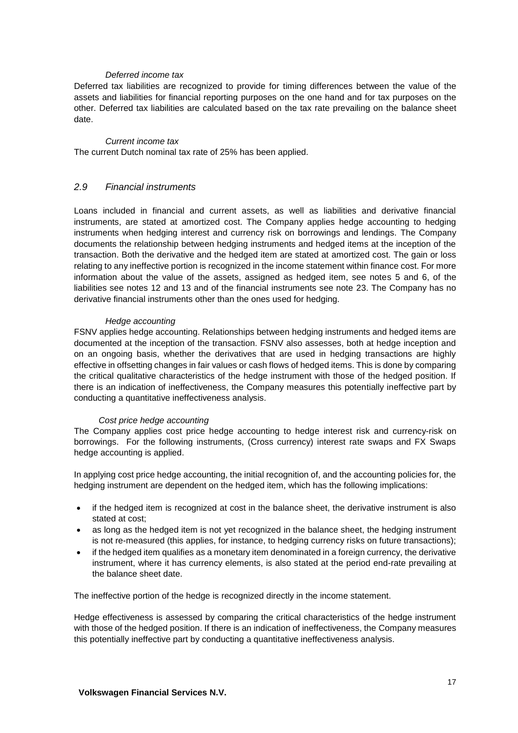*Deferred income tax*

Deferred tax liabilities are recognized to provide for timing differences between the value of the assets and liabilities for financial reporting purposes on the one hand and for tax purposes on the other. Deferred tax liabilities are calculated based on the tax rate prevailing on the balance sheet date.

*Current income tax*

The current Dutch nominal tax rate of 25% has been applied.

## *2.9 Financial instruments*

Loans included in financial and current assets, as well as liabilities and derivative financial instruments, are stated at amortized cost. The Company applies hedge accounting to hedging instruments when hedging interest and currency risk on borrowings and lendings. The Company documents the relationship between hedging instruments and hedged items at the inception of the transaction. Both the derivative and the hedged item are stated at amortized cost. The gain or loss relating to any ineffective portion is recognized in the income statement within finance cost. For more information about the value of the assets, assigned as hedged item, see notes 5 and 6, of the liabilities see notes 12 and 13 and of the financial instruments see note 23. The Company has no derivative financial instruments other than the ones used for hedging.

*Hedge accounting*

FSNV applies hedge accounting. Relationships between hedging instruments and hedged items are documented at the inception of the transaction. FSNV also assesses, both at hedge inception and on an ongoing basis, whether the derivatives that are used in hedging transactions are highly effective in offsetting changes in fair values or cash flows of hedged items. This is done by comparing the critical qualitative characteristics of the hedge instrument with those of the hedged position. If there is an indication of ineffectiveness, the Company measures this potentially ineffective part by conducting a quantitative ineffectiveness analysis.

*Cost price hedge accounting*

The Company applies cost price hedge accounting to hedge interest risk and currency-risk on borrowings. For the following instruments, (Cross currency) interest rate swaps and FX Swaps hedge accounting is applied.

In applying cost price hedge accounting, the initial recognition of, and the accounting policies for, the hedging instrument are dependent on the hedged item, which has the following implications:

- if the hedged item is recognized at cost in the balance sheet, the derivative instrument is also stated at cost;
- as long as the hedged item is not yet recognized in the balance sheet, the hedging instrument is not re-measured (this applies, for instance, to hedging currency risks on future transactions);
- if the hedged item qualifies as a monetary item denominated in a foreign currency, the derivative instrument, where it has currency elements, is also stated at the period end-rate prevailing at the balance sheet date.

The ineffective portion of the hedge is recognized directly in the income statement.

Hedge effectiveness is assessed by comparing the critical characteristics of the hedge instrument with those of the hedged position. If there is an indication of ineffectiveness, the Company measures this potentially ineffective part by conducting a quantitative ineffectiveness analysis.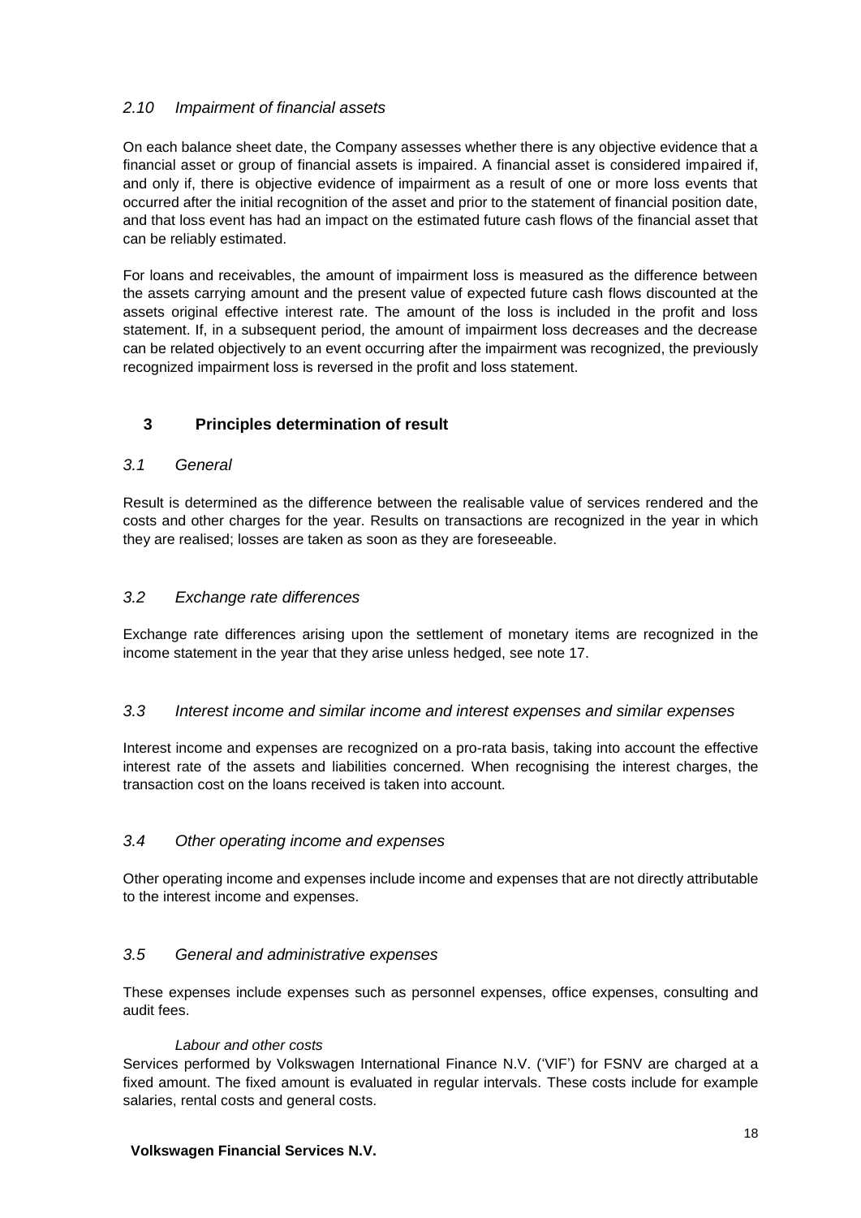### *2.10 Impairment of financial assets*

On each balance sheet date, the Company assesses whether there is any objective evidence that a financial asset or group of financial assets is impaired. A financial asset is considered impaired if, and only if, there is objective evidence of impairment as a result of one or more loss events that occurred after the initial recognition of the asset and prior to the statement of financial position date, and that loss event has had an impact on the estimated future cash flows of the financial asset that can be reliably estimated.

For loans and receivables, the amount of impairment loss is measured as the difference between the assets carrying amount and the present value of expected future cash flows discounted at the assets original effective interest rate. The amount of the loss is included in the profit and loss statement. If, in a subsequent period, the amount of impairment loss decreases and the decrease can be related objectively to an event occurring after the impairment was recognized, the previously recognized impairment loss is reversed in the profit and loss statement.

## 3 Principles determination of result

### *3.1 General*

Result is determined as the difference between the realisable value of services rendered and the costs and other charges for the year. Results on transactions are recognized in the year in which they are realised; losses are taken as soon as they are foreseeable.

### *3.2 Exchange rate differences*

Exchange rate differences arising upon the settlement of monetary items are recognized in the income statement in the year that they arise unless hedged, see note 17.

### *3.3 Interest income and similar income and interest expenses and similar expenses*

Interest income and expenses are recognized on a pro-rata basis, taking into account the effective interest rate of the assets and liabilities concerned. When recognising the interest charges, the transaction cost on the loans received is taken into account.

### *3.4 Other operating income and expenses*

Other operating income and expenses include income and expenses that are not directly attributable to the interest income and expenses.

### *3.5 General and administrative expenses*

These expenses include expenses such as personnel expenses, office expenses, consulting and audit fees.

*Labour and other costs*

Services performed by Volkswagen International Finance N.V. ('VIF') for FSNV are charged at a fixed amount. The fixed amount is evaluated in regular intervals. These costs include for example salaries, rental costs and general costs.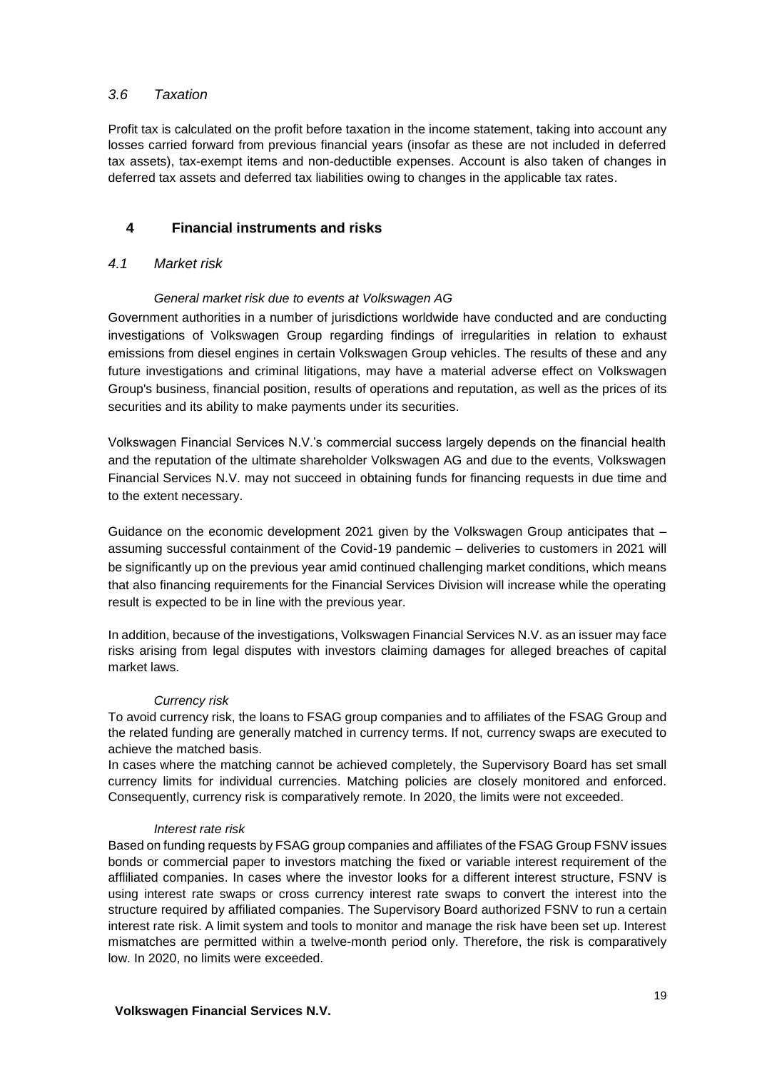### *3.6 Taxation*

Profit tax is calculated on the profit before taxation in the income statement, taking into account any losses carried forward from previous financial years (insofar as these are not included in deferred tax assets), tax-exempt items and non-deductible expenses. Account is also taken of changes in deferred tax assets and deferred tax liabilities owing to changes in the applicable tax rates.

## 4 Financial instruments and risks

### *4.1 Market risk*

*General market risk due to events at Volkswagen AG*

Government authorities in a number of jurisdictions worldwide have conducted and are conducting investigations of Volkswagen Group regarding findings of irregularities in relation to exhaust emissions from diesel engines in certain Volkswagen Group vehicles. The results of these and any future investigations and criminal litigations, may have a material adverse effect on Volkswagen Group's business, financial position, results of operations and reputation, as well as the prices of its securities and its ability to make payments under its securities.

Volkswagen Financial Services N.V.'s commercial success largely depends on the financial health and the reputation of the ultimate shareholder Volkswagen AG and due to the events, Volkswagen Financial Services N.V. may not succeed in obtaining funds for financing requests in due time and to the extent necessary.

Guidance on the economic development 2021 given by the Volkswagen Group anticipates that – assuming successful containment of the Covid-19 pandemic – deliveries to customers in 2021 will be significantly up on the previous year amid continued challenging market conditions, which means that also financing requirements for the Financial Services Division will increase while the operating result is expected to be in line with the previous year.

In addition, because of the investigations, Volkswagen Financial Services N.V. as an issuer may face risks arising from legal disputes with investors claiming damages for alleged breaches of capital market laws.

*Currency risk*

To avoid currency risk, the loans to FSAG group companies and to affiliates of the FSAG Group and the related funding are generally matched in currency terms. If not, currency swaps are executed to achieve the matched basis.

In cases where the matching cannot be achieved completely, the Supervisory Board has set small currency limits for individual currencies. Matching policies are closely monitored and enforced. Consequently, currency risk is comparatively remote. In 2020, the limits were not exceeded.

*Interest rate risk*

Based on funding requests by FSAG group companies and affiliates of the FSAG Group FSNV issues bonds or commercial paper to investors matching the fixed or variable interest requirement of the afflliliated companies. In cases where the investor looks for a different interest structure, FSNV is using interest rate swaps or cross currency interest rate swaps to convert the interest into the structure required by affiliated companies. The Supervisory Board authorized FSNV to run a certain interest rate risk. A limit system and tools to monitor and manage the risk have been set up. Interest mismatches are permitted within a twelve-month period only. Therefore, the risk is comparatively low. In 2020, no limits were exceeded.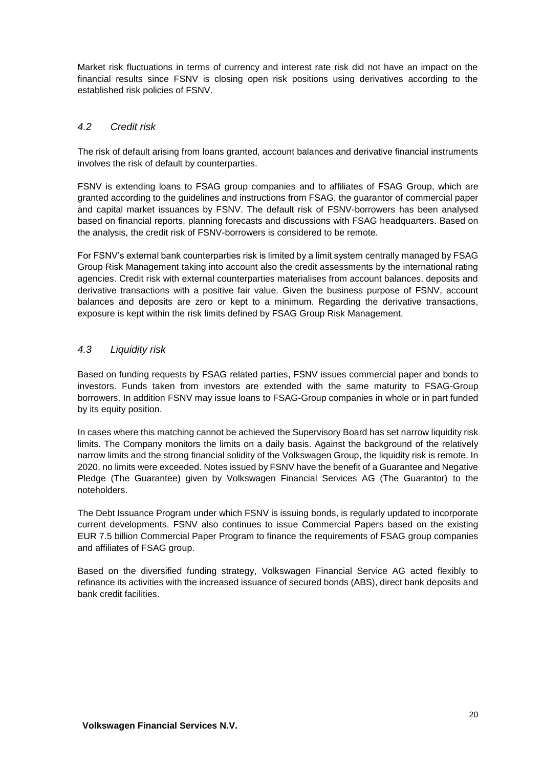Market risk fluctuations in terms of currency and interest rate risk did not have an impact on the financial results since FSNV is closing open risk positions using derivatives according to the established risk policies of FSNV.

## *4.2 Credit risk*

The risk of default arising from loans granted, account balances and derivative financial instruments involves the risk of default by counterparties.

FSNV is extending loans to FSAG group companies and to affiliates of FSAG Group, which are granted according to the guidelines and instructions from FSAG, the guarantor of commercial paper and capital market issuances by FSNV. The default risk of FSNV-borrowers has been analysed based on financial reports, planning forecasts and discussions with FSAG headquarters. Based on the analysis, the credit risk of FSNV-borrowers is considered to be remote.

For FSNV's external bank counterparties risk is limited by a limit system centrally managed by FSAG Group Risk Management taking into account also the credit assessments by the international rating agencies. Credit risk with external counterparties materialises from account balances, deposits and derivative transactions with a positive fair value. Given the business purpose of FSNV, account balances and deposits are zero or kept to a minimum. Regarding the derivative transactions, exposure is kept within the risk limits defined by FSAG Group Risk Management.

## *4.3 Liquidity risk*

Based on funding requests by FSAG related parties, FSNV issues commercial paper and bonds to investors. Funds taken from investors are extended with the same maturity to FSAG-Group borrowers. In addition FSNV may issue loans to FSAG-Group companies in whole or in part funded by its equity position.

In cases where this matching cannot be achieved the Supervisory Board has set narrow liquidity risk limits. The Company monitors the limits on a daily basis. Against the background of the relatively narrow limits and the strong financial solidity of the Volkswagen Group, the liquidity risk is remote. In 2020, no limits were exceeded. Notes issued by FSNV have the benefit of a Guarantee and Negative Pledge (The Guarantee) given by Volkswagen Financial Services AG (The Guarantor) to the noteholders.

The Debt Issuance Program under which FSNV is issuing bonds, is regularly updated to incorporate current developments. FSNV also continues to issue Commercial Papers based on the existing EUR 7.5 billion Commercial Paper Program to finance the requirements of FSAG group companies and affiliates of FSAG group.

Based on the diversified funding strategy, Volkswagen Financial Service AG acted flexibly to refinance its activities with the increased issuance of secured bonds (ABS), direct bank deposits and bank credit facilities.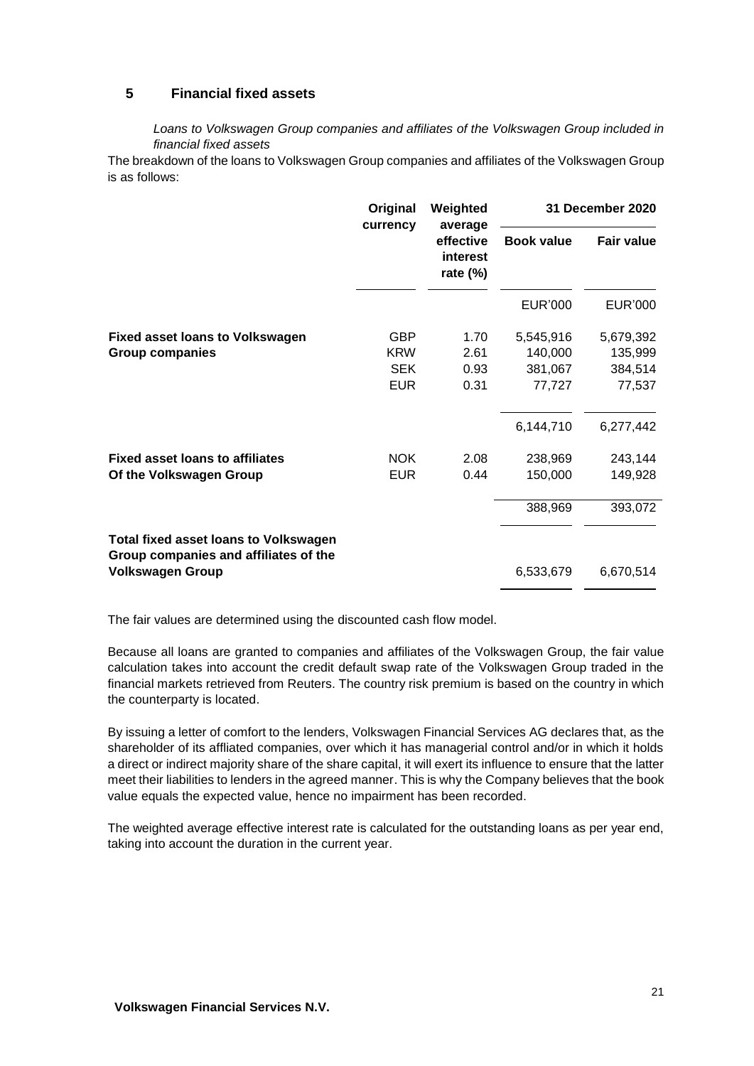## 5 Financial fixed assets

*Loans to Volkswagen Group companies and affiliates of the Volkswagen Group included in financial fixed assets*

The breakdown of the loans to Volkswagen Group companies and affiliates of the Volkswagen Group is as follows:

| | Original currency | Weighted average effective interest rate (%) | 31 December 2020 | |
|---|---|---|---|---|
| | | | **Book value** | **Fair value** |
| | | | EUR'000 | EUR'000 |
| **Fixed asset loans to Volkswagen Group companies** | GBP | 1.70 | 5,545,916 | 5,679,392 |
| | KRW | 2.61 | 140,000 | 135,999 |
| | SEK | 0.93 | 381,067 | 384,514 |
| | EUR | 0.31 | 77,727 | 77,537 |
| | | | 6,144,710 | 6,277,442 |
| **Fixed asset loans to affiliates Of the Volkswagen Group** | NOK | 2.08 | 238,969 | 243,144 |
| | EUR | 0.44 | 150,000 | 149,928 |
| | | | 388,969 | 393,072 |
| **Total fixed asset loans to Volkswagen Group companies and affiliates of the Volkswagen Group** | | | 6,533,679 | 6,670,514 |

The fair values are determined using the discounted cash flow model.

Because all loans are granted to companies and affiliates of the Volkswagen Group, the fair value calculation takes into account the credit default swap rate of the Volkswagen Group traded in the financial markets retrieved from Reuters. The country risk premium is based on the country in which the counterparty is located.

By issuing a letter of comfort to the lenders, Volkswagen Financial Services AG declares that, as the shareholder of its affliated companies, over which it has managerial control and/or in which it holds a direct or indirect majority share of the share capital, it will exert its influence to ensure that the latter meet their liabilities to lenders in the agreed manner. This is why the Company believes that the book value equals the expected value, hence no impairment has been recorded.

The weighted average effective interest rate is calculated for the outstanding loans as per year end, taking into account the duration in the current year.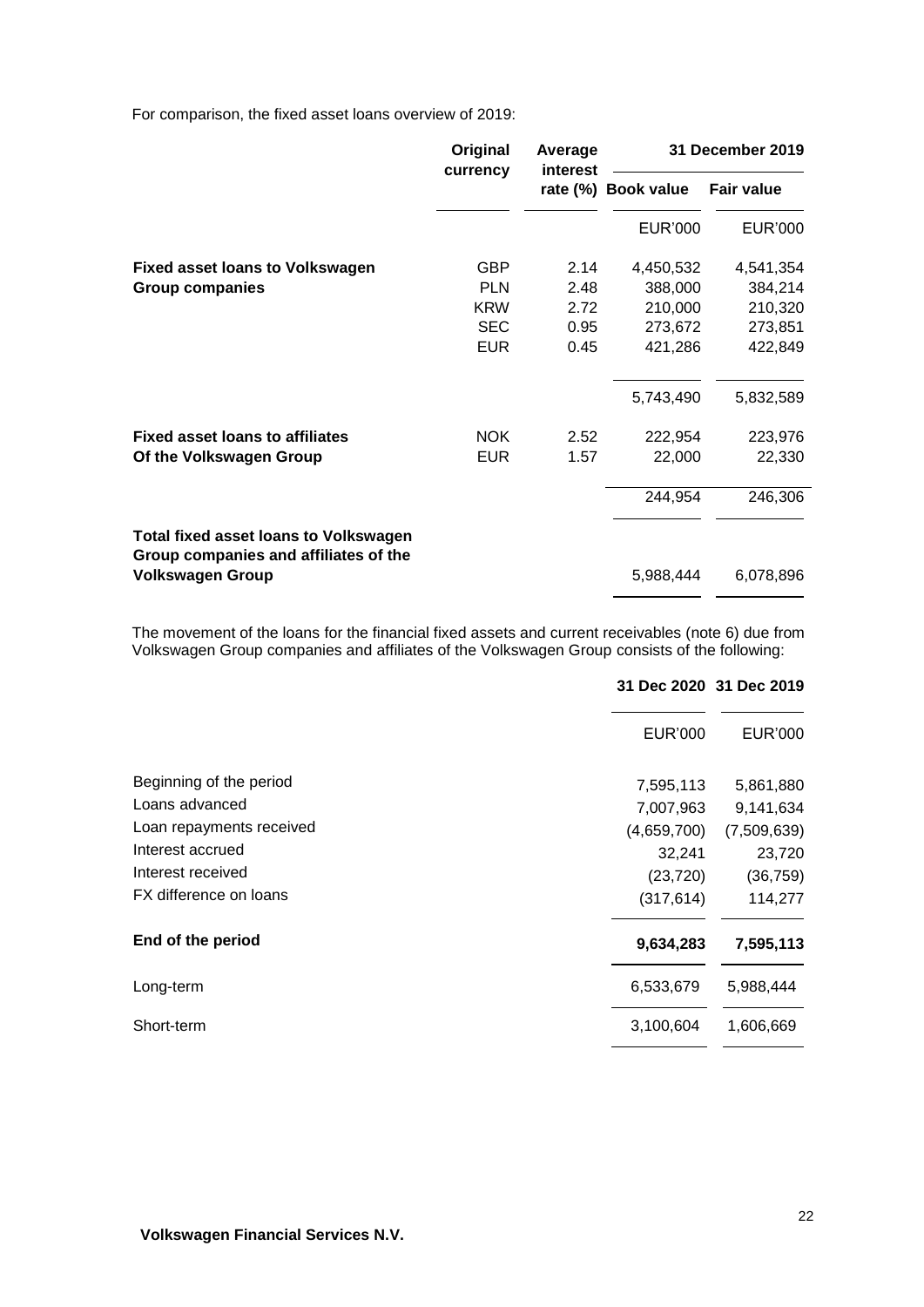For comparison, the fixed asset loans overview of 2019:

| | Original currency | Average interest rate (%) | 31 December 2019 | |
|---|---|---|---|---|
| | | | Book value | Fair value |
| | | | EUR'000 | EUR'000 |
| **Fixed asset loans to Volkswagen** | GBP | 2.14 | 4,450,532 | 4,541,354 |
| **Group companies** | PLN | 2.48 | 388,000 | 384,214 |
| | KRW | 2.72 | 210,000 | 210,320 |
| | SEC | 0.95 | 273,672 | 273,851 |
| | EUR | 0.45 | 421,286 | 422,849 |
| | | | 5,743,490 | 5,832,589 |
| **Fixed asset loans to affiliates** | NOK | 2.52 | 222,954 | 223,976 |
| **Of the Volkswagen Group** | EUR | 1.57 | 22,000 | 22,330 |
| | | | 244,954 | 246,306 |
| **Total fixed asset loans to Volkswagen Group companies and affiliates of the Volkswagen Group** | | | 5,988,444 | 6,078,896 |

The movement of the loans for the financial fixed assets and current receivables (note 6) due from Volkswagen Group companies and affiliates of the Volkswagen Group consists of the following:

| | 31 Dec 2020 | 31 Dec 2019 |
|---|---|---|
| | EUR'000 | EUR'000 |
| Beginning of the period | 7,595,113 | 5,861,880 |
| Loans advanced | 7,007,963 | 9,141,634 |
| Loan repayments received | (4,659,700) | (7,509,639) |
| Interest accrued | 32,241 | 23,720 |
| Interest received | (23,720) | (36,759) |
| FX difference on loans | (317,614) | 114,277 |
| **End of the period** | **9,634,283** | **7,595,113** |
| Long-term | 6,533,679 | 5,988,444 |
| Short-term | 3,100,604 | 1,606,669 |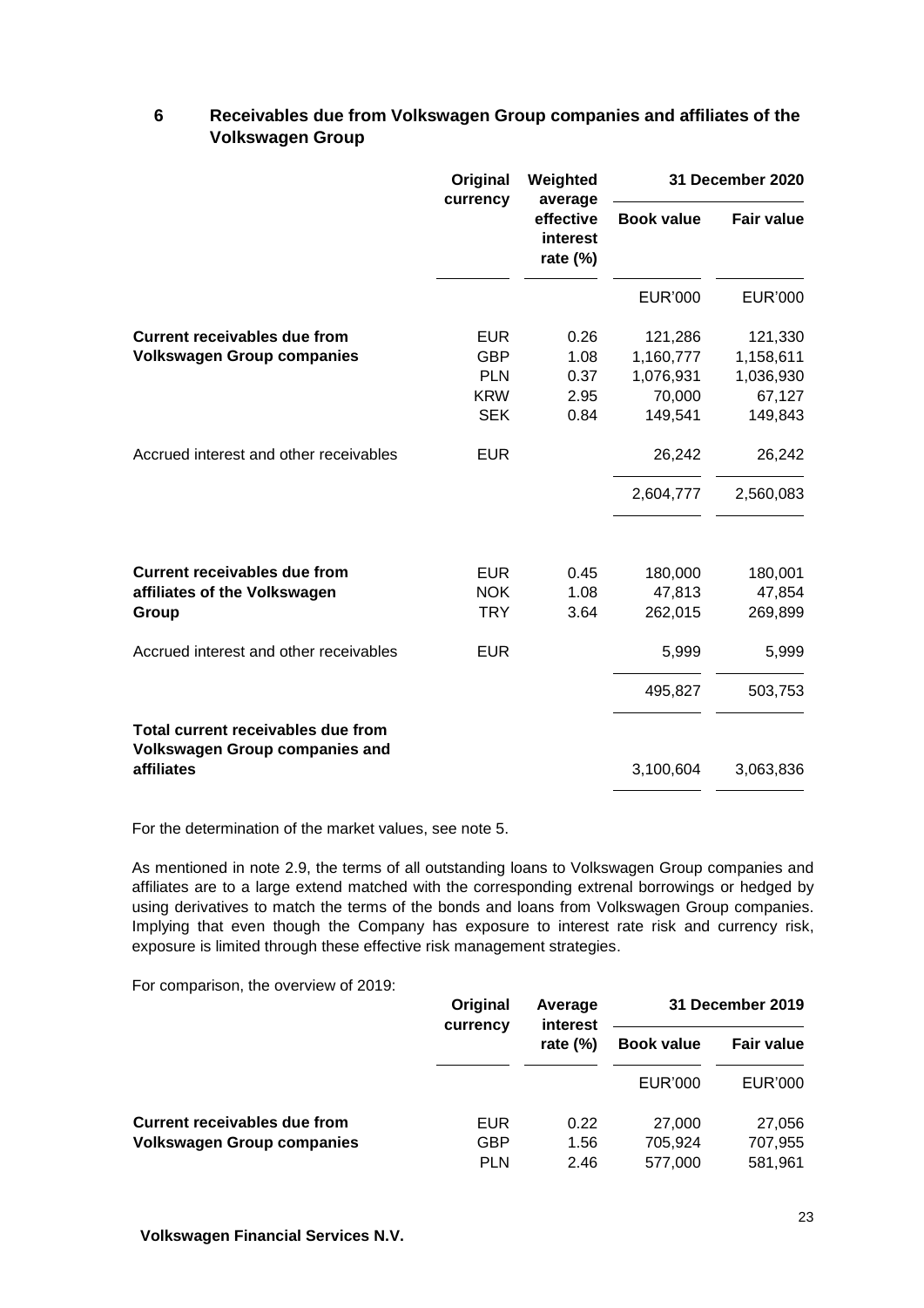## 6 Receivables due from Volkswagen Group companies and affiliates of the Volkswagen Group

| | Original currency | Weighted average effective interest rate (%) | 31 December 2020 | |
|---|---|---|---|---|
| | | | **Book value** | **Fair value** |
| | | | EUR'000 | EUR'000 |
| **Current receivables due from Volkswagen Group companies** | EUR | 0.26 | 121,286 | 121,330 |
| | GBP | 1.08 | 1,160,777 | 1,158,611 |
| | PLN | 0.37 | 1,076,931 | 1,036,930 |
| | KRW | 2.95 | 70,000 | 67,127 |
| | SEK | 0.84 | 149,541 | 149,843 |
| Accrued interest and other receivables | EUR | | 26,242 | 26,242 |
| | | | 2,604,777 | 2,560,083 |
| **Current receivables due from affiliates of the Volkswagen Group** | EUR | 0.45 | 180,000 | 180,001 |
| | NOK | 1.08 | 47,813 | 47,854 |
| | TRY | 3.64 | 262,015 | 269,899 |
| Accrued interest and other receivables | EUR | | 5,999 | 5,999 |
| | | | 495,827 | 503,753 |
| **Total current receivables due from Volkswagen Group companies and affiliates** | | | 3,100,604 | 3,063,836 |

For the determination of the market values, see note 5.

As mentioned in note 2.9, the terms of all outstanding loans to Volkswagen Group companies and affiliates are to a large extend matched with the corresponding extrenal borrowings or hedged by using derivatives to match the terms of the bonds and loans from Volkswagen Group companies. Implying that even though the Company has exposure to interest rate risk and currency risk, exposure is limited through these effective risk management strategies.

For comparison, the overview of 2019:

| | Original currency | Average interest rate (%) | 31 December 2019 | |
|---|---|---|---|---|
| | | | **Book value** | **Fair value** |
| | | | EUR'000 | EUR'000 |
| **Current receivables due from Volkswagen Group companies** | EUR | 0.22 | 27,000 | 27,056 |
| | GBP | 1.56 | 705,924 | 707,955 |
| | PLN | 2.46 | 577,000 | 581,961 |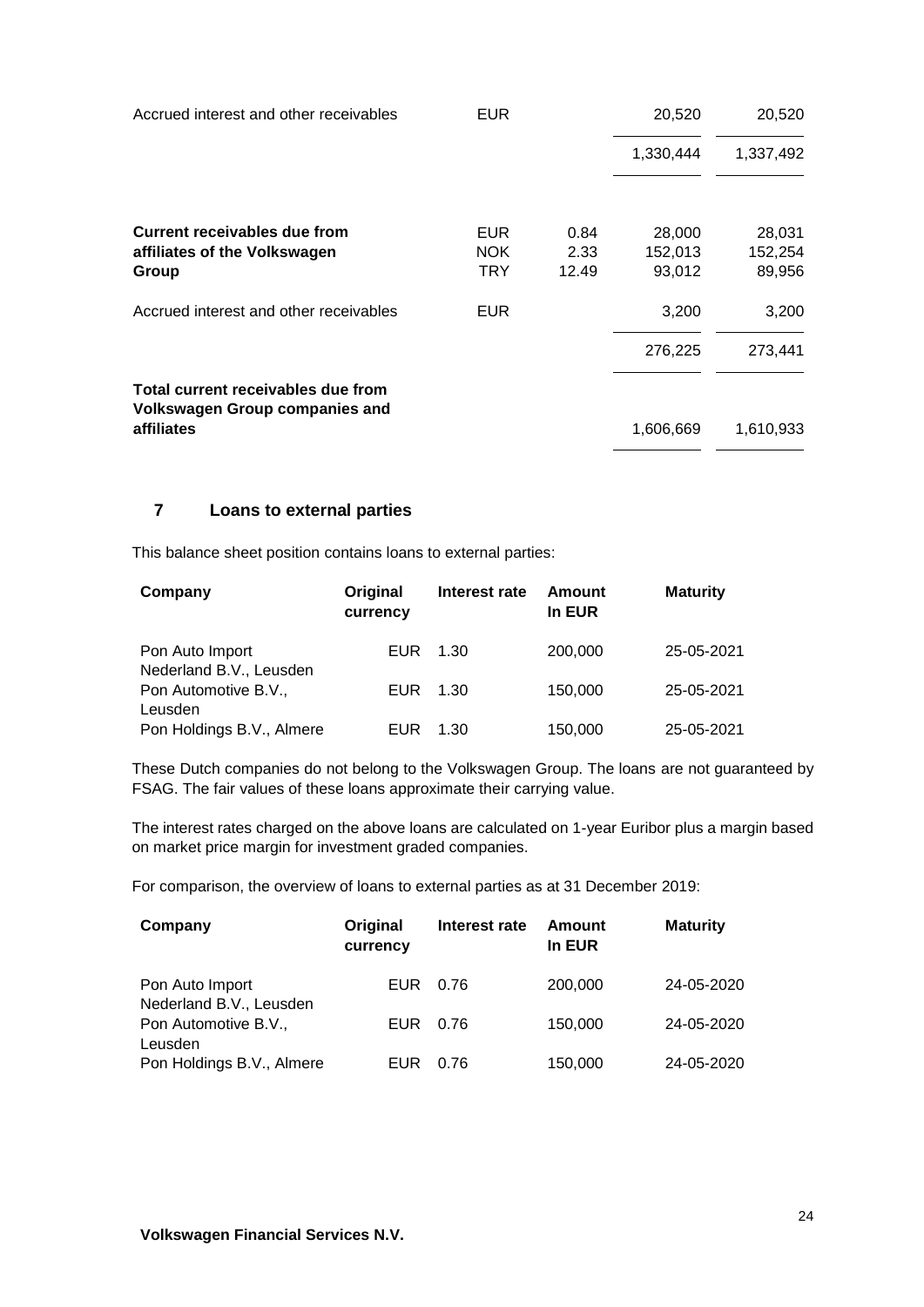| | | | | |
|---|---|---|---|---|
| Accrued interest and other receivables | EUR | | 20,520 | 20,520 |
| | | | 1,330,444 | 1,337,492 |
| **Current receivables due from affiliates of the Volkswagen Group** | EUR | 0.84 | 28,000 | 28,031 |
| | NOK | 2.33 | 152,013 | 152,254 |
| | TRY | 12.49 | 93,012 | 89,956 |
| Accrued interest and other receivables | EUR | | 3,200 | 3,200 |
| | | | 276,225 | 273,441 |
| **Total current receivables due from Volkswagen Group companies and affiliates** | | | 1,606,669 | 1,610,933 |

## 7 Loans to external parties

This balance sheet position contains loans to external parties:

| Company | Original currency | Interest rate | Amount In EUR | Maturity |
|---|---|---|---|---|
| Pon Auto Import Nederland B.V., Leusden | EUR | 1.30 | 200,000 | 25-05-2021 |
| Pon Automotive B.V., Leusden | EUR | 1.30 | 150,000 | 25-05-2021 |
| Pon Holdings B.V., Almere | EUR | 1.30 | 150,000 | 25-05-2021 |

These Dutch companies do not belong to the Volkswagen Group. The loans are not guaranteed by FSAG. The fair values of these loans approximate their carrying value.

The interest rates charged on the above loans are calculated on 1-year Euribor plus a margin based on market price margin for investment graded companies.

For comparison, the overview of loans to external parties as at 31 December 2019:

| Company | Original currency | Interest rate | Amount In EUR | Maturity |
|---|---|---|---|---|
| Pon Auto Import Nederland B.V., Leusden | EUR | 0.76 | 200,000 | 24-05-2020 |
| Pon Automotive B.V., Leusden | EUR | 0.76 | 150,000 | 24-05-2020 |
| Pon Holdings B.V., Almere | EUR | 0.76 | 150,000 | 24-05-2020 |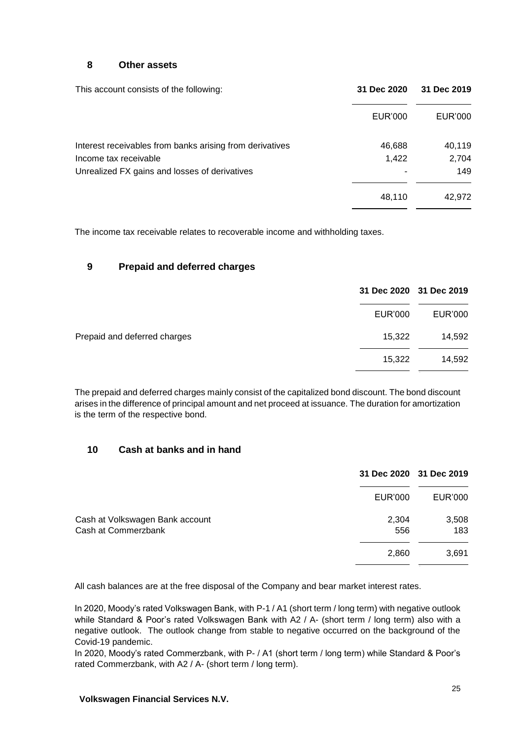## 8 Other assets

| This account consists of the following: | 31 Dec 2020 | 31 Dec 2019 |
|---|---|---|
| | EUR'000 | EUR'000 |
| Interest receivables from banks arising from derivatives | 46,688 | 40,119 |
| Income tax receivable | 1,422 | 2,704 |
| Unrealized FX gains and losses of derivatives | - | 149 |
| | 48,110 | 42,972 |

The income tax receivable relates to recoverable income and withholding taxes.

## 9 Prepaid and deferred charges

| | 31 Dec 2020 | 31 Dec 2019 |
|---|---|---|
| | EUR'000 | EUR'000 |
| Prepaid and deferred charges | 15,322 | 14,592 |
| | 15,322 | 14,592 |

The prepaid and deferred charges mainly consist of the capitalized bond discount. The bond discount arises in the difference of principal amount and net proceed at issuance. The duration for amortization is the term of the respective bond.

## 10 Cash at banks and in hand

| | 31 Dec 2020 | 31 Dec 2019 |
|---|---|---|
| | EUR'000 | EUR'000 |
| Cash at Volkswagen Bank account | 2,304 | 3,508 |
| Cash at Commerzbank | 556 | 183 |
| | 2,860 | 3,691 |

All cash balances are at the free disposal of the Company and bear market interest rates.

In 2020, Moody's rated Volkswagen Bank, with P-1 / A1 (short term / long term) with negative outlook while Standard & Poor's rated Volkswagen Bank with A2 / A- (short term / long term) also with a negative outlook. The outlook change from stable to negative occurred on the background of the Covid-19 pandemic.

In 2020, Moody's rated Commerzbank, with P- / A1 (short term / long term) while Standard & Poor's rated Commerzbank, with A2 / A- (short term / long term).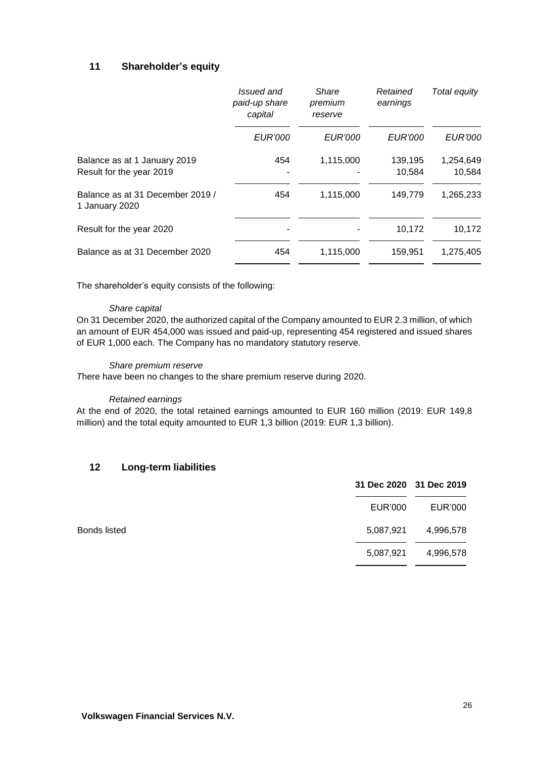## 11 Shareholder's equity

| | *Issued and paid-up share capital* | *Share premium reserve* | *Retained earnings* | *Total equity* |
|---|---|---|---|---|
| | *EUR'000* | *EUR'000* | *EUR'000* | *EUR'000* |
| Balance as at 1 January 2019 | 454 | 1,115,000 | 139,195 | 1,254,649 |
| Result for the year 2019 | - | - | 10,584 | 10,584 |
| Balance as at 31 December 2019 / 1 January 2020 | 454 | 1,115,000 | 149,779 | 1,265,233 |
| Result for the year 2020 | - | - | 10,172 | 10,172 |
| Balance as at 31 December 2020 | 454 | 1,115,000 | 159,951 | 1,275,405 |

The shareholder's equity consists of the following:

*Share capital*

On 31 December 2020, the authorized capital of the Company amounted to EUR 2.3 million, of which an amount of EUR 454,000 was issued and paid-up, representing 454 registered and issued shares of EUR 1,000 each. The Company has no mandatory statutory reserve.

*Share premium reserve*

*T*here have been no changes to the share premium reserve during 2020.

*Retained earnings*

At the end of 2020, the total retained earnings amounted to EUR 160 million (2019: EUR 149,8 million) and the total equity amounted to EUR 1,3 billion (2019: EUR 1,3 billion).

## 12 Long-term liabilities

| | **31 Dec 2020** | **31 Dec 2019** |
|---|---|---|
| | EUR'000 | EUR'000 |
| Bonds listed | 5,087,921 | 4,996,578 |
| | 5,087,921 | 4,996,578 |

**Volkswagen Financial Services N.V.**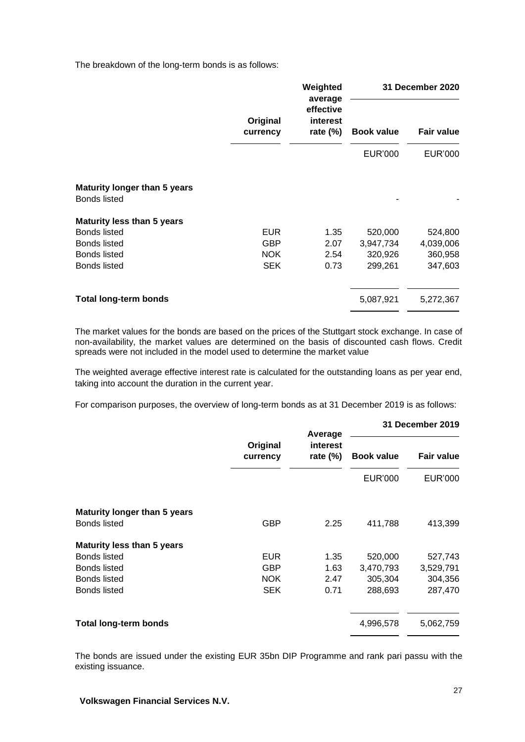The breakdown of the long-term bonds is as follows:

| | Original currency | Weighted average effective interest rate (%) | 31 December 2020 | |
|---|---|---|---|---|
| | | | Book value | Fair value |
| | | | EUR'000 | EUR'000 |
| **Maturity longer than 5 years** | | | | |
| Bonds listed | | | - | - |
| **Maturity less than 5 years** | | | | |
| Bonds listed | EUR | 1.35 | 520,000 | 524,800 |
| Bonds listed | GBP | 2.07 | 3,947,734 | 4,039,006 |
| Bonds listed | NOK | 2.54 | 320,926 | 360,958 |
| Bonds listed | SEK | 0.73 | 299,261 | 347,603 |
| **Total long-term bonds** | | | 5,087,921 | 5,272,367 |

The market values for the bonds are based on the prices of the Stuttgart stock exchange. In case of non-availability, the market values are determined on the basis of discounted cash flows. Credit spreads were not included in the model used to determine the market value

The weighted average effective interest rate is calculated for the outstanding loans as per year end, taking into account the duration in the current year.

For comparison purposes, the overview of long-term bonds as at 31 December 2019 is as follows:

| | Original currency | Average interest rate (%) | 31 December 2019 | |
|---|---|---|---|---|
| | | | Book value | Fair value |
| | | | EUR'000 | EUR'000 |
| **Maturity longer than 5 years** | | | | |
| Bonds listed | GBP | 2.25 | 411,788 | 413,399 |
| **Maturity less than 5 years** | | | | |
| Bonds listed | EUR | 1.35 | 520,000 | 527,743 |
| Bonds listed | GBP | 1.63 | 3,470,793 | 3,529,791 |
| Bonds listed | NOK | 2.47 | 305,304 | 304,356 |
| Bonds listed | SEK | 0.71 | 288,693 | 287,470 |
| **Total long-term bonds** | | | 4,996,578 | 5,062,759 |

The bonds are issued under the existing EUR 35bn DIP Programme and rank pari passu with the existing issuance.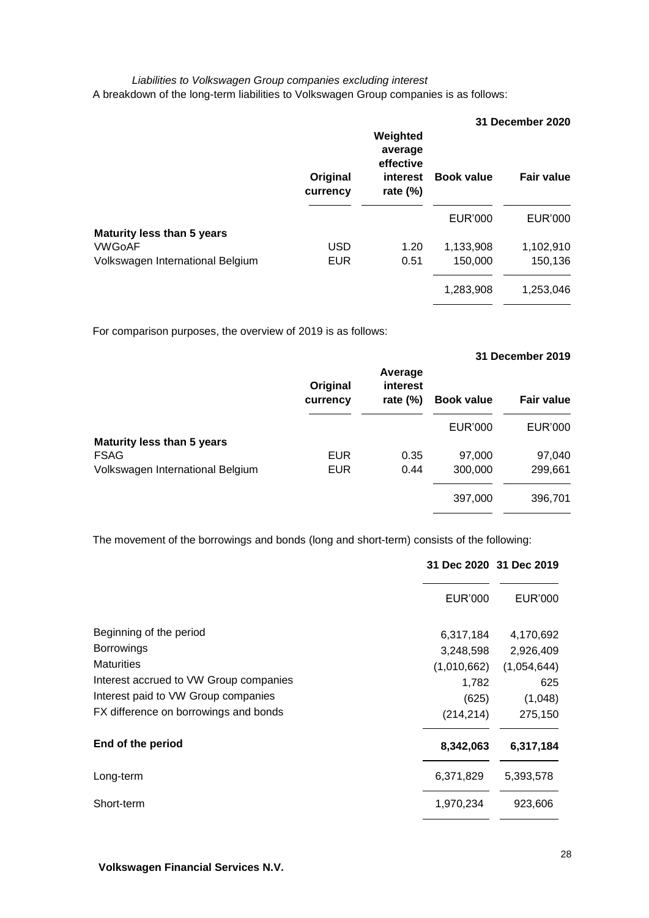*Liabilities to Volkswagen Group companies excluding interest*

A breakdown of the long-term liabilities to Volkswagen Group companies is as follows:

| | | | | **31 December 2020** |
|---|---|---|---|---|
| | **Original currency** | **Weighted average effective interest rate (%)** | **Book value** | **Fair value** |
| | | | EUR'000 | EUR'000 |
| **Maturity less than 5 years** | | | | |
| VWGoAF | USD | 1.20 | 1,133,908 | 1,102,910 |
| Volkswagen International Belgium | EUR | 0.51 | 150,000 | 150,136 |
| | | | 1,283,908 | 1,253,046 |

For comparison purposes, the overview of 2019 is as follows:

| | | | | **31 December 2019** |
|---|---|---|---|---|
| | **Original currency** | **Average interest rate (%)** | **Book value** | **Fair value** |
| | | | EUR'000 | EUR'000 |
| **Maturity less than 5 years** | | | | |
| FSAG | EUR | 0.35 | 97,000 | 97,040 |
| Volkswagen International Belgium | EUR | 0.44 | 300,000 | 299,661 |
| | | | 397,000 | 396,701 |

The movement of the borrowings and bonds (long and short-term) consists of the following:

| | **31 Dec 2020** | **31 Dec 2019** |
|---|---|---|
| | EUR'000 | EUR'000 |
| Beginning of the period | 6,317,184 | 4,170,692 |
| Borrowings | 3,248,598 | 2,926,409 |
| Maturities | (1,010,662) | (1,054,644) |
| Interest accrued to VW Group companies | 1,782 | 625 |
| Interest paid to VW Group companies | (625) | (1,048) |
| FX difference on borrowings and bonds | (214,214) | 275,150 |
| **End of the period** | **8,342,063** | **6,317,184** |
| Long-term | 6,371,829 | 5,393,578 |
| Short-term | 1,970,234 | 923,606 |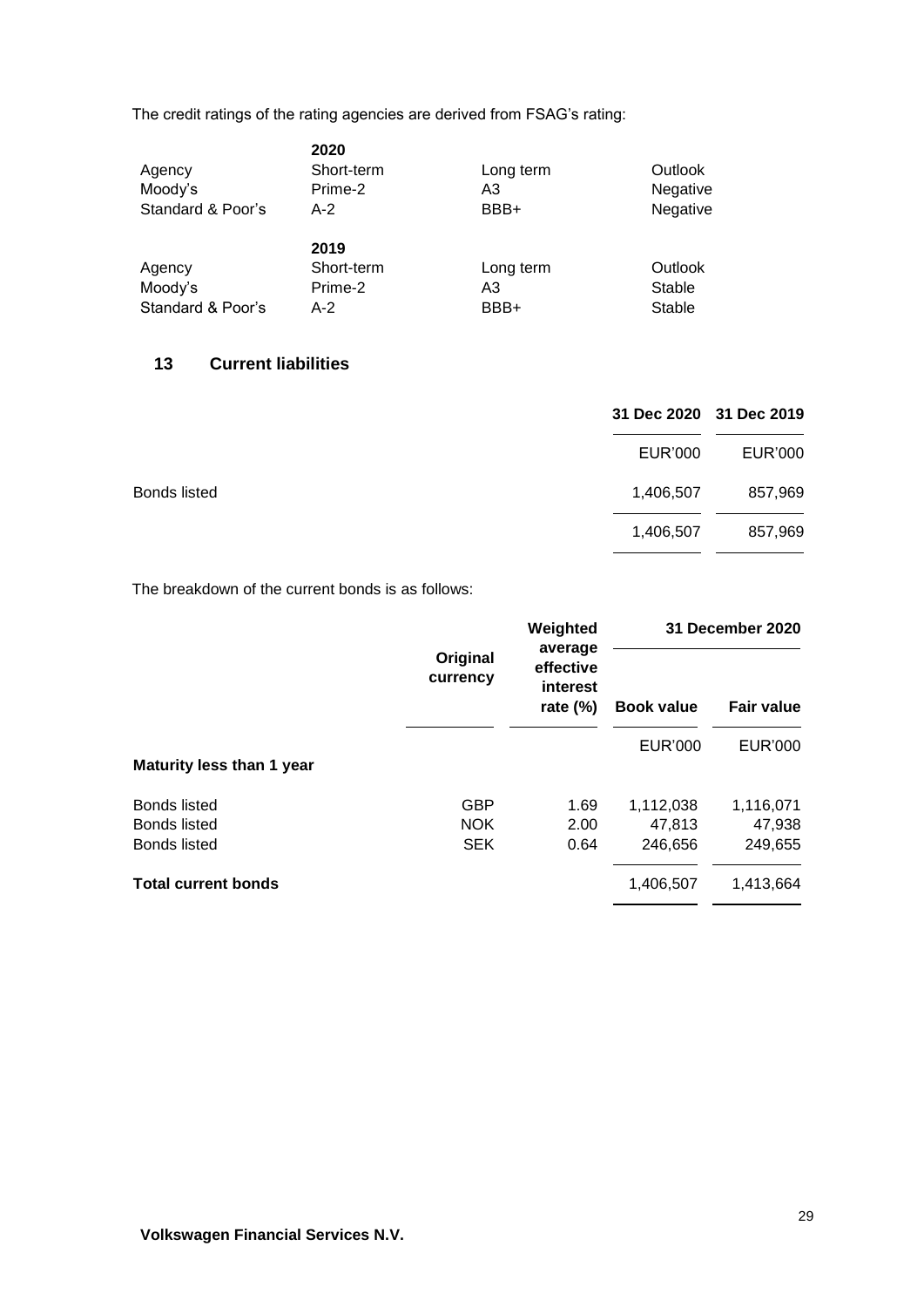The credit ratings of the rating agencies are derived from FSAG's rating:

| | 2020 | | |
|---|---|---|---|
| Agency | Short-term | Long term | Outlook |
| Moody's | Prime-2 | A3 | Negative |
| Standard & Poor's | A-2 | BBB+ | Negative |

| | 2019 | | |
|---|---|---|---|
| Agency | Short-term | Long term | Outlook |
| Moody's | Prime-2 | A3 | Stable |
| Standard & Poor's | A-2 | BBB+ | Stable |

## 13 Current liabilities

| | 31 Dec 2020 | 31 Dec 2019 |
|---|---|---|
| | EUR'000 | EUR'000 |
| Bonds listed | 1,406,507 | 857,969 |
| | 1,406,507 | 857,969 |

The breakdown of the current bonds is as follows:

| | Original currency | Weighted average effective interest rate (%) | 31 December 2020 | |
|---|---|---|---|---|
| | | | **Book value** | **Fair value** |
| | | | EUR'000 | EUR'000 |
| **Maturity less than 1 year** | | | | |
| Bonds listed | GBP | 1.69 | 1,112,038 | 1,116,071 |
| Bonds listed | NOK | 2.00 | 47,813 | 47,938 |
| Bonds listed | SEK | 0.64 | 246,656 | 249,655 |
| **Total current bonds** | | | 1,406,507 | 1,413,664 |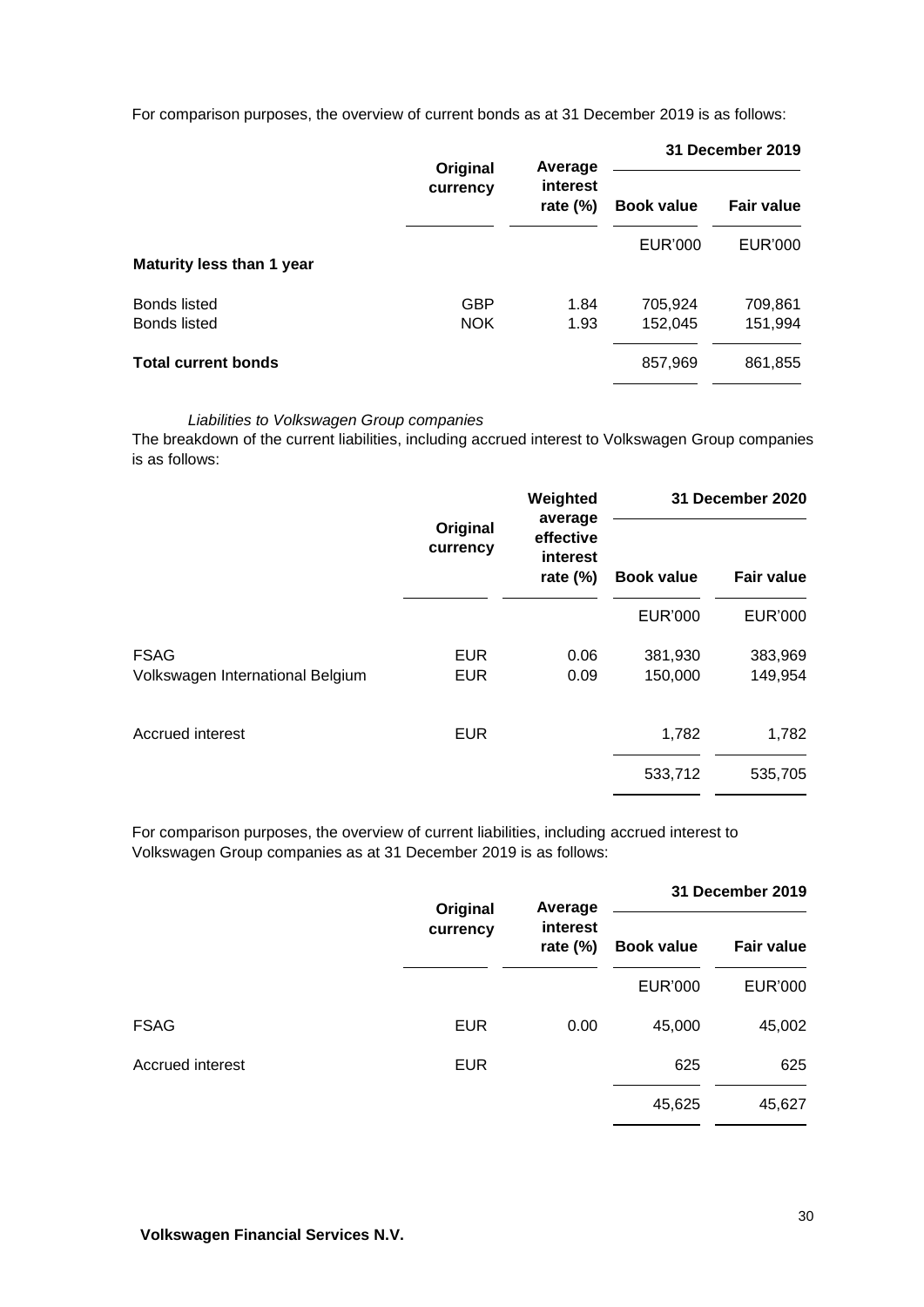For comparison purposes, the overview of current bonds as at 31 December 2019 is as follows:

| | Original currency | Average interest rate (%) | 31 December 2019 | |
|---|---|---|---|---|
| | | | Book value | Fair value |
| | | | EUR'000 | EUR'000 |
| **Maturity less than 1 year** | | | | |
| Bonds listed | GBP | 1.84 | 705,924 | 709,861 |
| Bonds listed | NOK | 1.93 | 152,045 | 151,994 |
| **Total current bonds** | | | 857,969 | 861,855 |

*Liabilities to Volkswagen Group companies*

The breakdown of the current liabilities, including accrued interest to Volkswagen Group companies is as follows:

| | Original currency | Weighted average effective interest rate (%) | 31 December 2020 | |
|---|---|---|---|---|
| | | | Book value | Fair value |
| | | | EUR'000 | EUR'000 |
| FSAG | EUR | 0.06 | 381,930 | 383,969 |
| Volkswagen International Belgium | EUR | 0.09 | 150,000 | 149,954 |
| Accrued interest | EUR | | 1,782 | 1,782 |
| | | | 533,712 | 535,705 |

For comparison purposes, the overview of current liabilities, including accrued interest to Volkswagen Group companies as at 31 December 2019 is as follows:

| | Original currency | Average interest rate (%) | 31 December 2019 | |
|---|---|---|---|---|
| | | | Book value | Fair value |
| | | | EUR'000 | EUR'000 |
| FSAG | EUR | 0.00 | 45,000 | 45,002 |
| Accrued interest | EUR | | 625 | 625 |
| | | | 45,625 | 45,627 |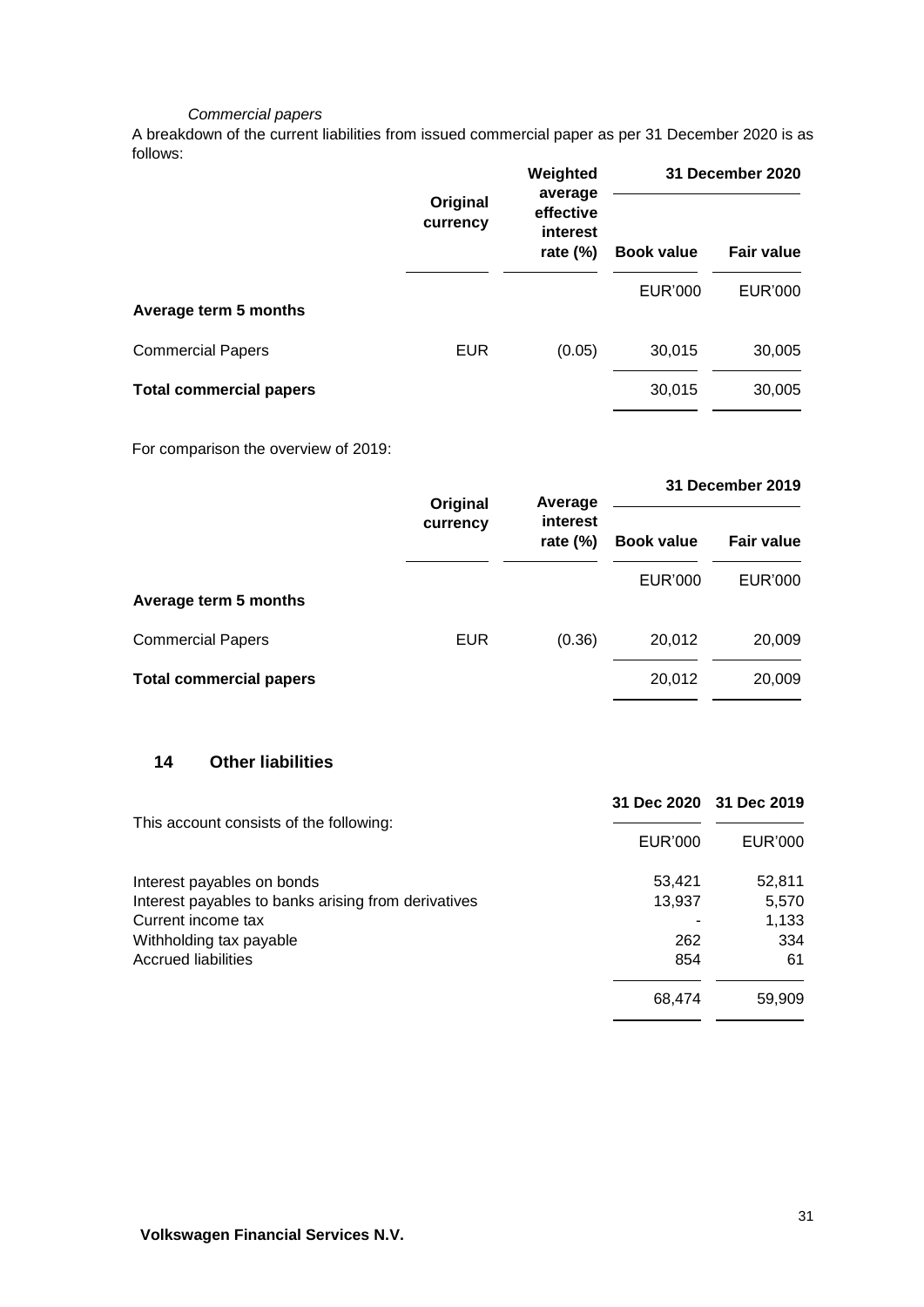*Commercial papers*

A breakdown of the current liabilities from issued commercial paper as per 31 December 2020 is as follows:

| | Original currency | Weighted average effective interest rate (%) | 31 December 2020 | |
|---|---|---|---|---|
| | | | Book value | Fair value |
| | | | EUR'000 | EUR'000 |
| **Average term 5 months** | | | | |
| Commercial Papers | EUR | (0.05) | 30,015 | 30,005 |
| **Total commercial papers** | | | 30,015 | 30,005 |

For comparison the overview of 2019:

| | Original currency | Average interest rate (%) | 31 December 2019 | |
|---|---|---|---|---|
| | | | Book value | Fair value |
| | | | EUR'000 | EUR'000 |
| **Average term 5 months** | | | | |
| Commercial Papers | EUR | (0.36) | 20,012 | 20,009 |
| **Total commercial papers** | | | 20,012 | 20,009 |

## 14 Other liabilities

| This account consists of the following: | 31 Dec 2020 | 31 Dec 2019 |
|---|---|---|
| | EUR'000 | EUR'000 |
| Interest payables on bonds | 53,421 | 52,811 |
| Interest payables to banks arising from derivatives | 13,937 | 5,570 |
| Current income tax | - | 1,133 |
| Withholding tax payable | 262 | 334 |
| Accrued liabilities | 854 | 61 |
| | 68,474 | 59,909 |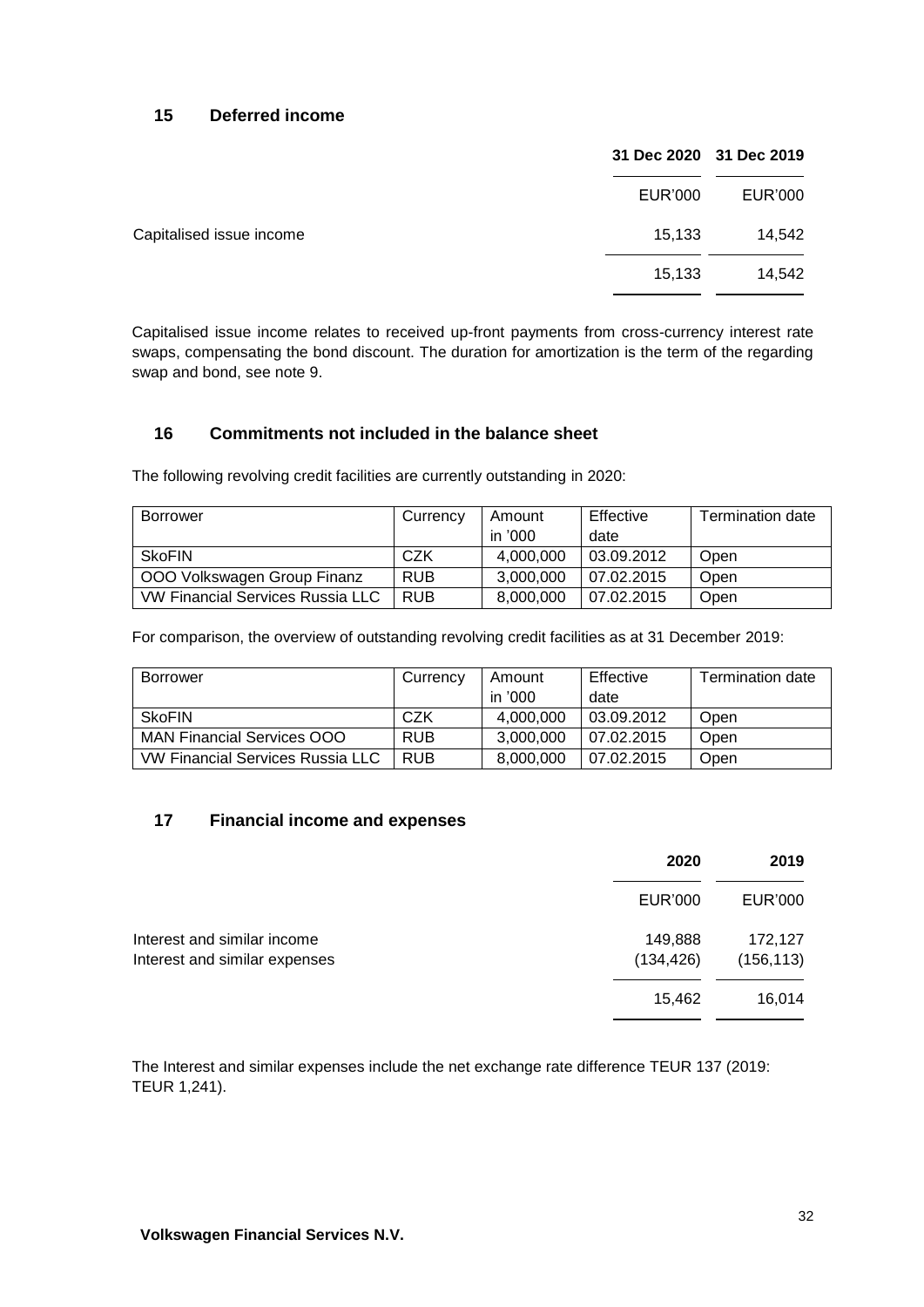## 15 Deferred income

| | 31 Dec 2020 | 31 Dec 2019 |
|---|---|---|
| | EUR'000 | EUR'000 |
| Capitalised issue income | 15,133 | 14,542 |
| | 15,133 | 14,542 |

Capitalised issue income relates to received up-front payments from cross-currency interest rate swaps, compensating the bond discount. The duration for amortization is the term of the regarding swap and bond, see note 9.

## 16 Commitments not included in the balance sheet

The following revolving credit facilities are currently outstanding in 2020:

| Borrower | Currency | Amount in '000 | Effective date | Termination date |
|---|---|---|---|---|
| SkoFIN | CZK | 4,000,000 | 03.09.2012 | Open |
| OOO Volkswagen Group Finanz | RUB | 3,000,000 | 07.02.2015 | Open |
| VW Financial Services Russia LLC | RUB | 8,000,000 | 07.02.2015 | Open |

For comparison, the overview of outstanding revolving credit facilities as at 31 December 2019:

| Borrower | Currency | Amount in '000 | Effective date | Termination date |
|---|---|---|---|---|
| SkoFIN | CZK | 4,000,000 | 03.09.2012 | Open |
| MAN Financial Services OOO | RUB | 3,000,000 | 07.02.2015 | Open |
| VW Financial Services Russia LLC | RUB | 8,000,000 | 07.02.2015 | Open |

## 17 Financial income and expenses

| | 2020 | 2019 |
|---|---|---|
| | EUR'000 | EUR'000 |
| Interest and similar income | 149,888 | 172,127 |
| Interest and similar expenses | (134,426) | (156,113) |
| | 15,462 | 16,014 |

The Interest and similar expenses include the net exchange rate difference TEUR 137 (2019: TEUR 1,241).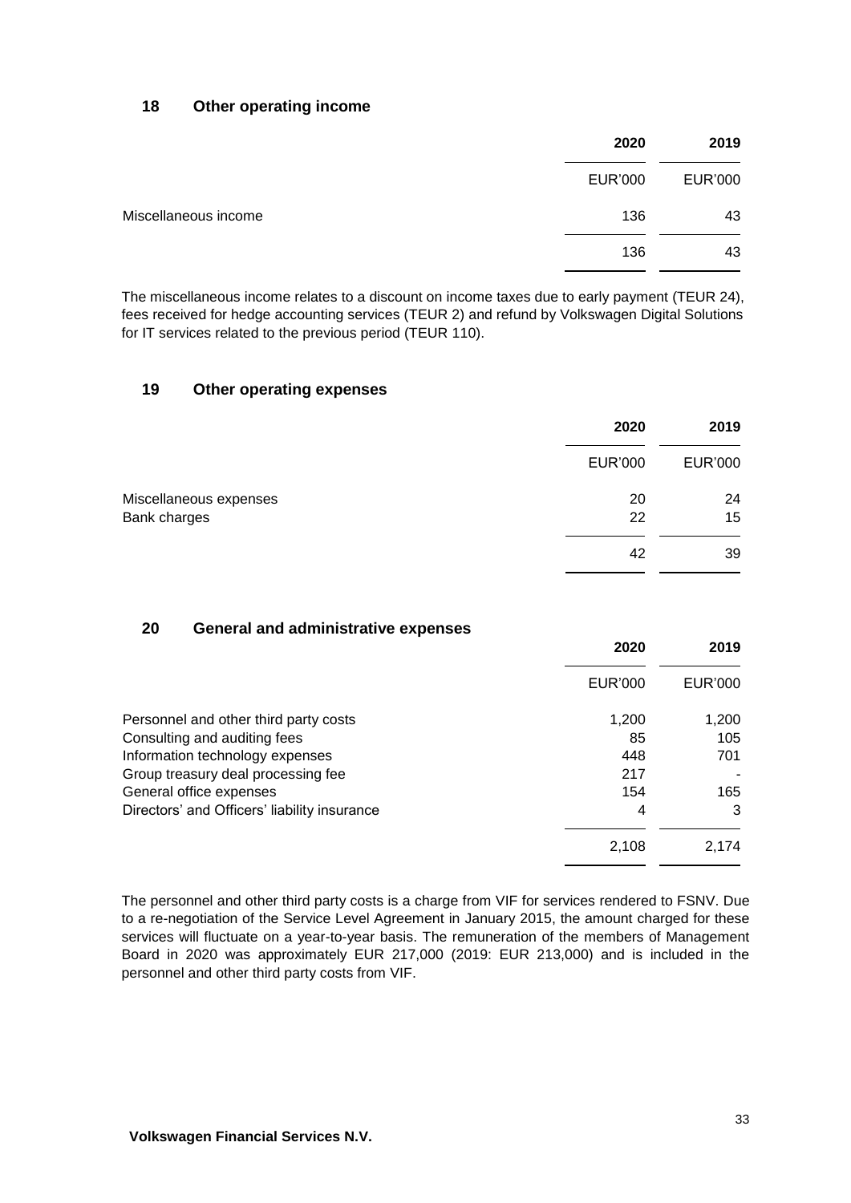## 18 Other operating income

| | 2020 | 2019 |
|---|---|---|
| | EUR'000 | EUR'000 |
| Miscellaneous income | 136 | 43 |
| | 136 | 43 |

The miscellaneous income relates to a discount on income taxes due to early payment (TEUR 24), fees received for hedge accounting services (TEUR 2) and refund by Volkswagen Digital Solutions for IT services related to the previous period (TEUR 110).

## 19 Other operating expenses

| | 2020 | 2019 |
|---|---|---|
| | EUR'000 | EUR'000 |
| Miscellaneous expenses | 20 | 24 |
| Bank charges | 22 | 15 |
| | 42 | 39 |

## 20 General and administrative expenses

| | 2020 | 2019 |
|---|---|---|
| | EUR'000 | EUR'000 |
| Personnel and other third party costs | 1,200 | 1,200 |
| Consulting and auditing fees | 85 | 105 |
| Information technology expenses | 448 | 701 |
| Group treasury deal processing fee | 217 | - |
| General office expenses | 154 | 165 |
| Directors' and Officers' liability insurance | 4 | 3 |
| | 2,108 | 2,174 |

The personnel and other third party costs is a charge from VIF for services rendered to FSNV. Due to a re-negotiation of the Service Level Agreement in January 2015, the amount charged for these services will fluctuate on a year-to-year basis. The remuneration of the members of Management Board in 2020 was approximately EUR 217,000 (2019: EUR 213,000) and is included in the personnel and other third party costs from VIF.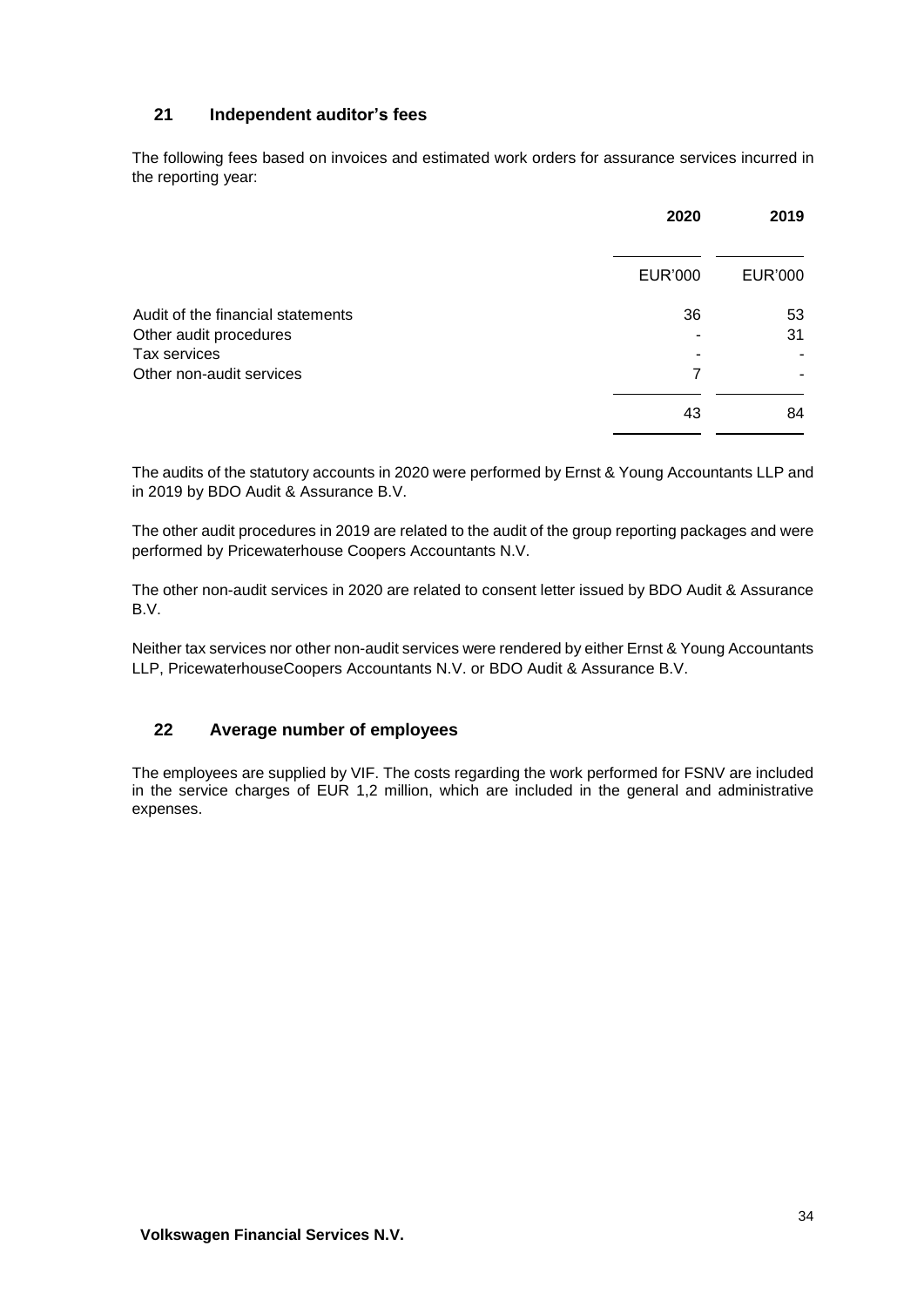## 21 Independent auditor's fees

The following fees based on invoices and estimated work orders for assurance services incurred in the reporting year:

| | 2020 | 2019 |
|---|---|---|
| | EUR'000 | EUR'000 |
| Audit of the financial statements | 36 | 53 |
| Other audit procedures | - | 31 |
| Tax services | - | - |
| Other non-audit services | 7 | - |
| | 43 | 84 |

The audits of the statutory accounts in 2020 were performed by Ernst & Young Accountants LLP and in 2019 by BDO Audit & Assurance B.V.

The other audit procedures in 2019 are related to the audit of the group reporting packages and were performed by Pricewaterhouse Coopers Accountants N.V.

The other non-audit services in 2020 are related to consent letter issued by BDO Audit & Assurance B.V.

Neither tax services nor other non-audit services were rendered by either Ernst & Young Accountants LLP, PricewaterhouseCoopers Accountants N.V. or BDO Audit & Assurance B.V.

## 22 Average number of employees

The employees are supplied by VIF. The costs regarding the work performed for FSNV are included in the service charges of EUR 1,2 million, which are included in the general and administrative expenses.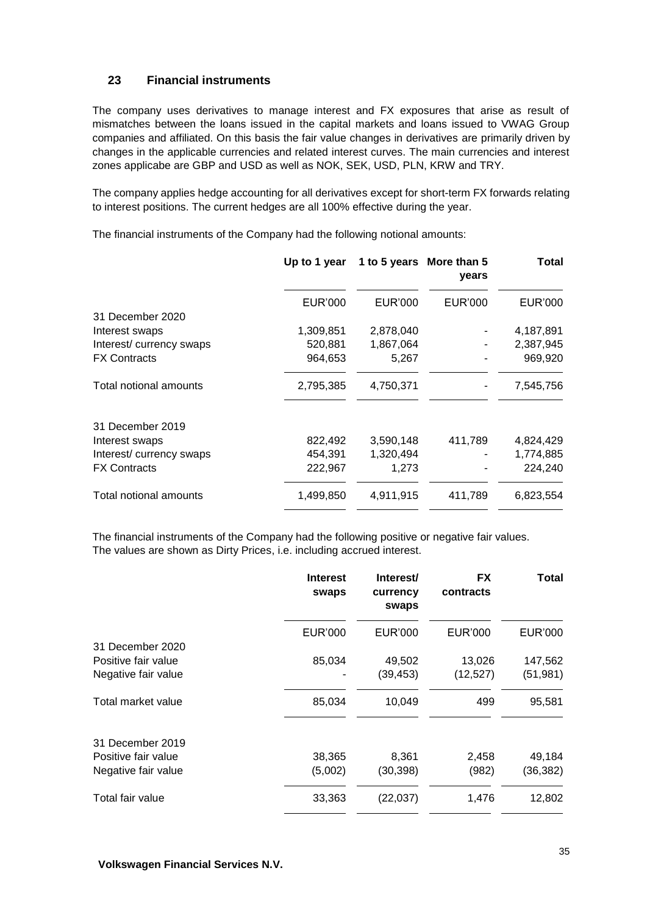## 23 Financial instruments

The company uses derivatives to manage interest and FX exposures that arise as result of mismatches between the loans issued in the capital markets and loans issued to VWAG Group companies and affiliated. On this basis the fair value changes in derivatives are primarily driven by changes in the applicable currencies and related interest curves. The main currencies and interest zones applicabe are GBP and USD as well as NOK, SEK, USD, PLN, KRW and TRY.

The company applies hedge accounting for all derivatives except for short-term FX forwards relating to interest positions. The current hedges are all 100% effective during the year.

The financial instruments of the Company had the following notional amounts:

| | Up to 1 year | 1 to 5 years | More than 5 years | Total |
|---|---|---|---|---|
| | EUR'000 | EUR'000 | EUR'000 | EUR'000 |
| 31 December 2020 | | | | |
| Interest swaps | 1,309,851 | 2,878,040 | - | 4,187,891 |
| Interest/ currency swaps | 520,881 | 1,867,064 | - | 2,387,945 |
| FX Contracts | 964,653 | 5,267 | - | 969,920 |
| Total notional amounts | 2,795,385 | 4,750,371 | - | 7,545,756 |
| 31 December 2019 | | | | |
| Interest swaps | 822,492 | 3,590,148 | 411,789 | 4,824,429 |
| Interest/ currency swaps | 454,391 | 1,320,494 | - | 1,774,885 |
| FX Contracts | 222,967 | 1,273 | - | 224,240 |
| Total notional amounts | 1,499,850 | 4,911,915 | 411,789 | 6,823,554 |

The financial instruments of the Company had the following positive or negative fair values. The values are shown as Dirty Prices, i.e. including accrued interest.

| | Interest swaps | Interest/ currency swaps | FX contracts | Total |
|---|---|---|---|---|
| | EUR'000 | EUR'000 | EUR'000 | EUR'000 |
| 31 December 2020 | | | | |
| Positive fair value | 85,034 | 49,502 | 13,026 | 147,562 |
| Negative fair value | - | (39,453) | (12,527) | (51,981) |
| Total market value | 85,034 | 10,049 | 499 | 95,581 |
| 31 December 2019 | | | | |
| Positive fair value | 38,365 | 8,361 | 2,458 | 49,184 |
| Negative fair value | (5,002) | (30,398) | (982) | (36,382) |
| Total fair value | 33,363 | (22,037) | 1,476 | 12,802 |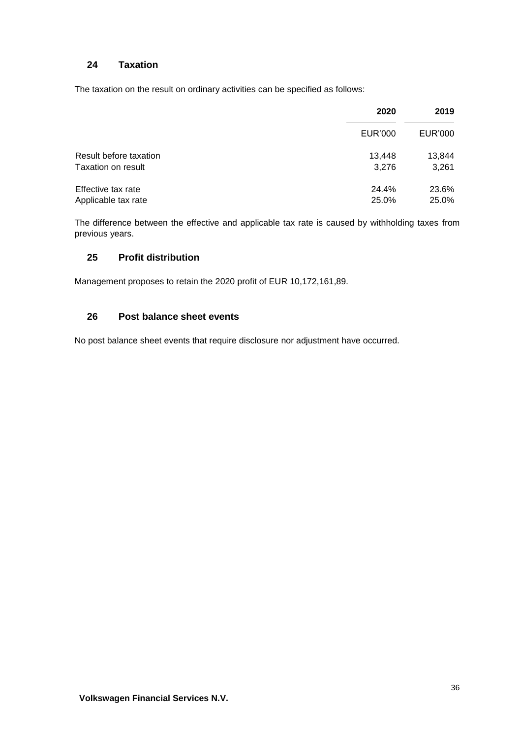## 24 Taxation

The taxation on the result on ordinary activities can be specified as follows:

| | 2020 | 2019 |
|---|---|---|
| | EUR'000 | EUR'000 |
| Result before taxation | 13,448 | 13,844 |
| Taxation on result | 3,276 | 3,261 |
| Effective tax rate | 24.4% | 23.6% |
| Applicable tax rate | 25.0% | 25.0% |

The difference between the effective and applicable tax rate is caused by withholding taxes from previous years.

## 25 Profit distribution

Management proposes to retain the 2020 profit of EUR 10,172,161,89.

## 26 Post balance sheet events

No post balance sheet events that require disclosure nor adjustment have occurred.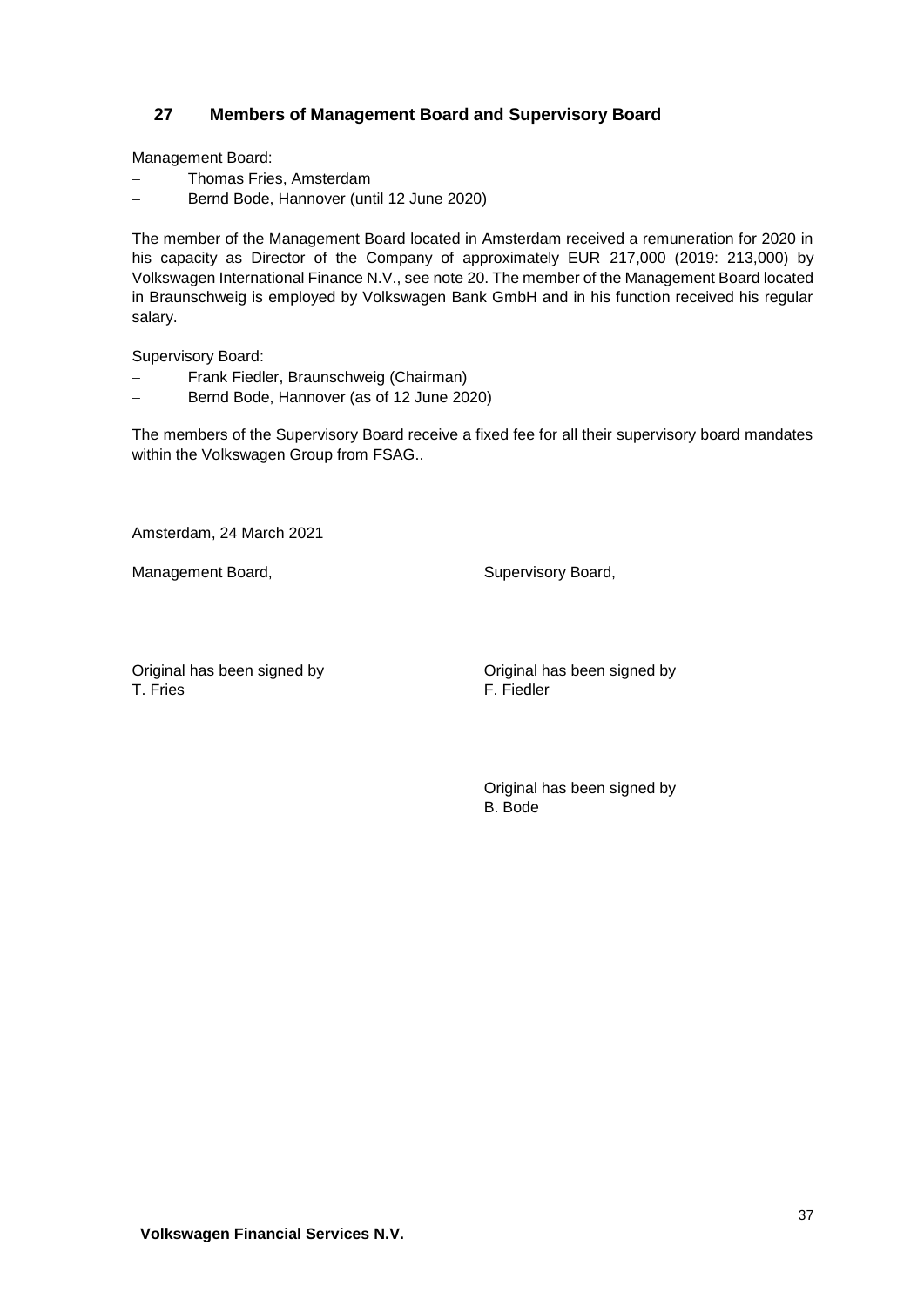## 27 Members of Management Board and Supervisory Board

Management Board:

- Thomas Fries, Amsterdam
- Bernd Bode, Hannover (until 12 June 2020)

The member of the Management Board located in Amsterdam received a remuneration for 2020 in his capacity as Director of the Company of approximately EUR 217,000 (2019: 213,000) by Volkswagen International Finance N.V., see note 20. The member of the Management Board located in Braunschweig is employed by Volkswagen Bank GmbH and in his function received his regular salary.

Supervisory Board:

- Frank Fiedler, Braunschweig (Chairman)
- Bernd Bode, Hannover (as of 12 June 2020)

The members of the Supervisory Board receive a fixed fee for all their supervisory board mandates within the Volkswagen Group from FSAG..

Amsterdam, 24 March 2021

Management Board,

Original has been signed by
T. Fries

Supervisory Board,

Original has been signed by
F. Fiedler

Original has been signed by
B. Bode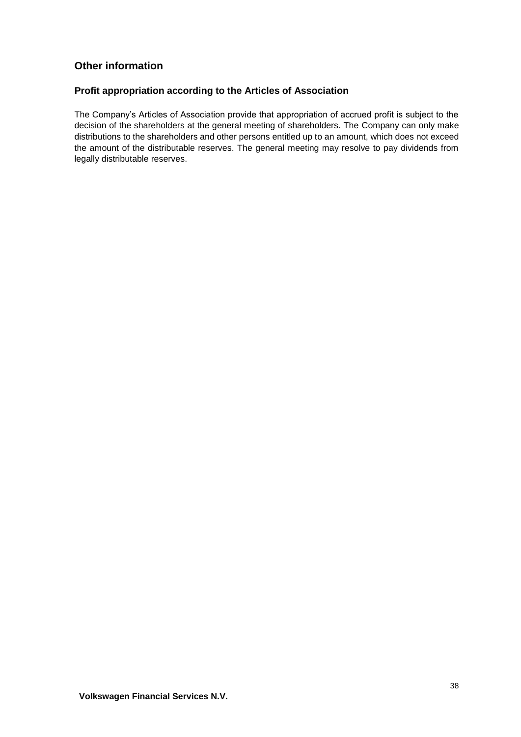## Other information

### Profit appropriation according to the Articles of Association

The Company's Articles of Association provide that appropriation of accrued profit is subject to the decision of the shareholders at the general meeting of shareholders. The Company can only make distributions to the shareholders and other persons entitled up to an amount, which does not exceed the amount of the distributable reserves. The general meeting may resolve to pay dividends from legally distributable reserves.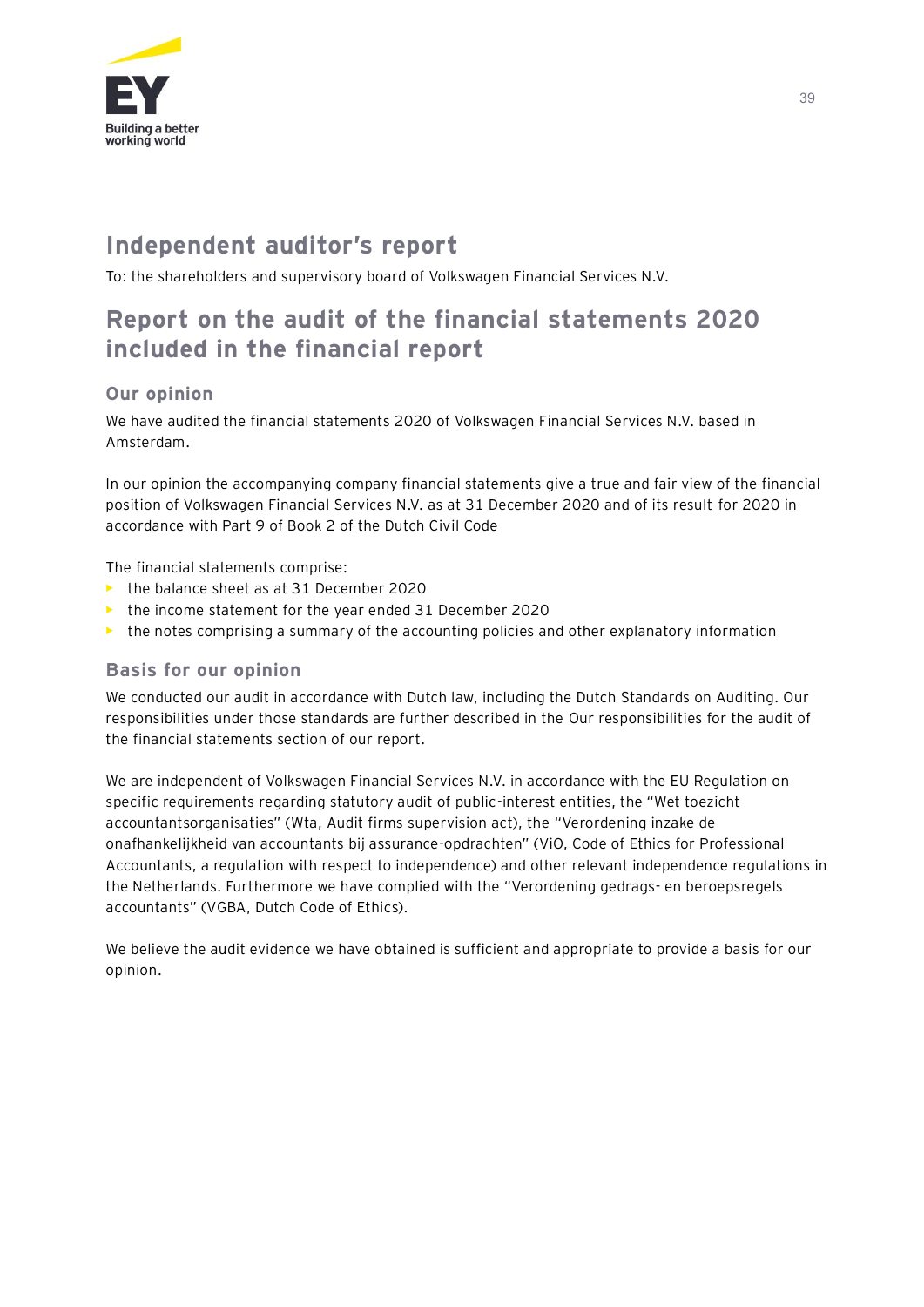# Independent auditor's report

To: the shareholders and supervisory board of Volkswagen Financial Services N.V.

## Report on the audit of the financial statements 2020 included in the financial report

### Our opinion

We have audited the financial statements 2020 of Volkswagen Financial Services N.V. based in Amsterdam.

In our opinion the accompanying company financial statements give a true and fair view of the financial position of Volkswagen Financial Services N.V. as at 31 December 2020 and of its result for 2020 in accordance with Part 9 of Book 2 of the Dutch Civil Code

The financial statements comprise:

- the balance sheet as at 31 December 2020
- the income statement for the year ended 31 December 2020
- the notes comprising a summary of the accounting policies and other explanatory information

### Basis for our opinion

We conducted our audit in accordance with Dutch law, including the Dutch Standards on Auditing. Our responsibilities under those standards are further described in the Our responsibilities for the audit of the financial statements section of our report.

We are independent of Volkswagen Financial Services N.V. in accordance with the EU Regulation on specific requirements regarding statutory audit of public-interest entities, the "Wet toezicht accountantsorganisaties" (Wta, Audit firms supervision act), the "Verordening inzake de onafhankelijkheid van accountants bij assurance-opdrachten" (ViO, Code of Ethics for Professional Accountants, a regulation with respect to independence) and other relevant independence regulations in the Netherlands. Furthermore we have complied with the "Verordening gedrags- en beroepsregels accountants" (VGBA, Dutch Code of Ethics).

We believe the audit evidence we have obtained is sufficient and appropriate to provide a basis for our opinion.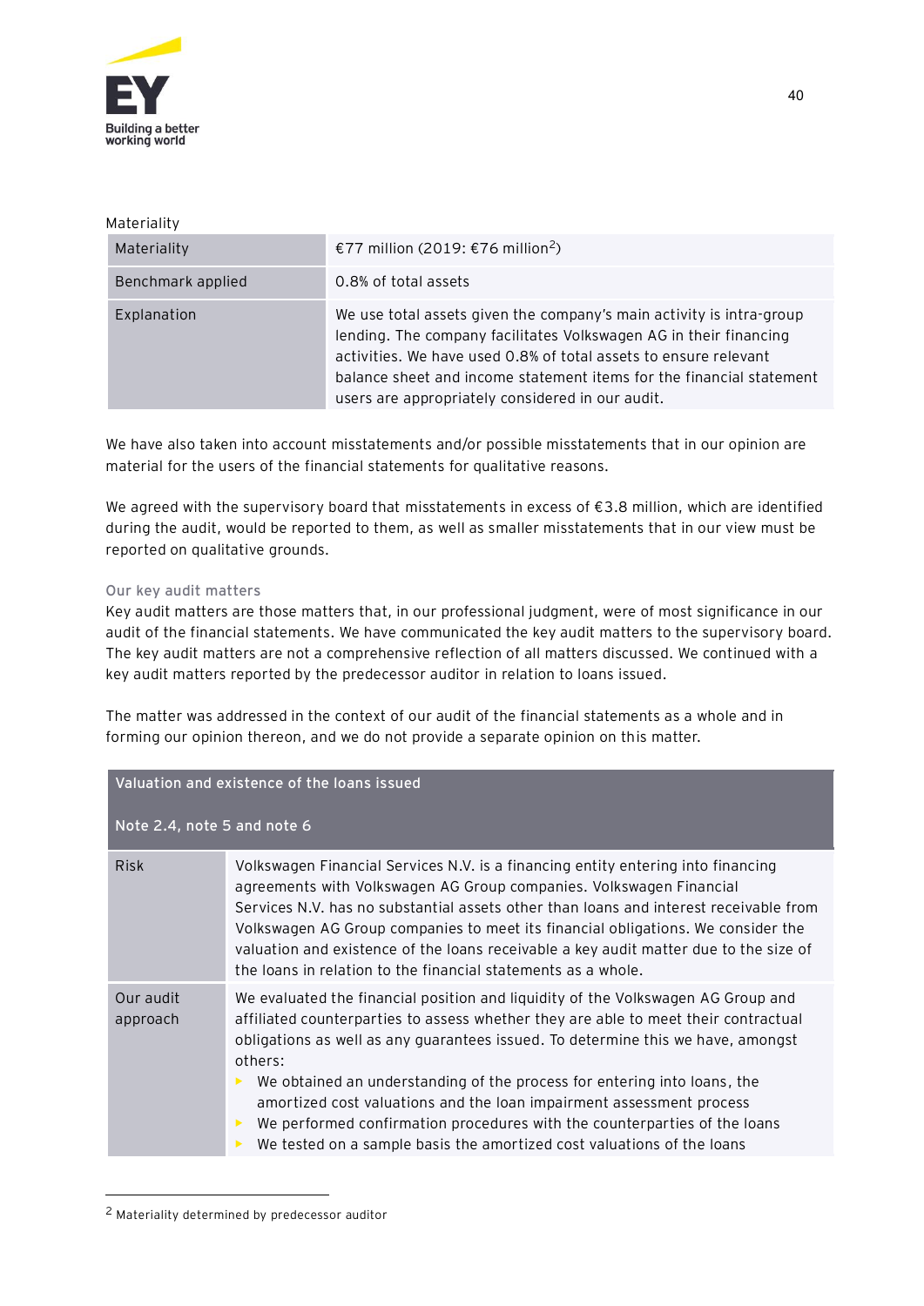Materiality

| Materiality | €77 million (2019: €76 million[2]) |
| --- | --- |
| Benchmark applied | 0.8% of total assets |
| Explanation | We use total assets given the company's main activity is intra-group lending. The company facilitates Volkswagen AG in their financing activities. We have used 0.8% of total assets to ensure relevant balance sheet and income statement items for the financial statement users are appropriately considered in our audit. |

We have also taken into account misstatements and/or possible misstatements that in our opinion are material for the users of the financial statements for qualitative reasons.

We agreed with the supervisory board that misstatements in excess of €3.8 million, which are identified during the audit, would be reported to them, as well as smaller misstatements that in our view must be reported on qualitative grounds.

### Our key audit matters

Key audit matters are those matters that, in our professional judgment, were of most significance in our audit of the financial statements. We have communicated the key audit matters to the supervisory board. The key audit matters are not a comprehensive reflection of all matters discussed. We continued with a key audit matters reported by the predecessor auditor in relation to loans issued.

The matter was addressed in the context of our audit of the financial statements as a whole and in forming our opinion thereon, and we do not provide a separate opinion on this matter.

| Valuation and existence of the loans issued<br><br>Note 2.4, note 5 and note 6 | |
| --- | --- |
| Risk | Volkswagen Financial Services N.V. is a financing entity entering into financing agreements with Volkswagen AG Group companies. Volkswagen Financial Services N.V. has no substantial assets other than loans and interest receivable from Volkswagen AG Group companies to meet its financial obligations. We consider the valuation and existence of the loans receivable a key audit matter due to the size of the loans in relation to the financial statements as a whole. |
| Our audit approach | We evaluated the financial position and liquidity of the Volkswagen AG Group and affiliated counterparties to assess whether they are able to meet their contractual obligations as well as any guarantees issued. To determine this we have, amongst others:<br>- We obtained an understanding of the process for entering into loans, the amortized cost valuations and the loan impairment assessment process<br>- We performed confirmation procedures with the counterparties of the loans<br>- We tested on a sample basis the amortized cost valuations of the loans |

[2] Materiality determined by predecessor auditor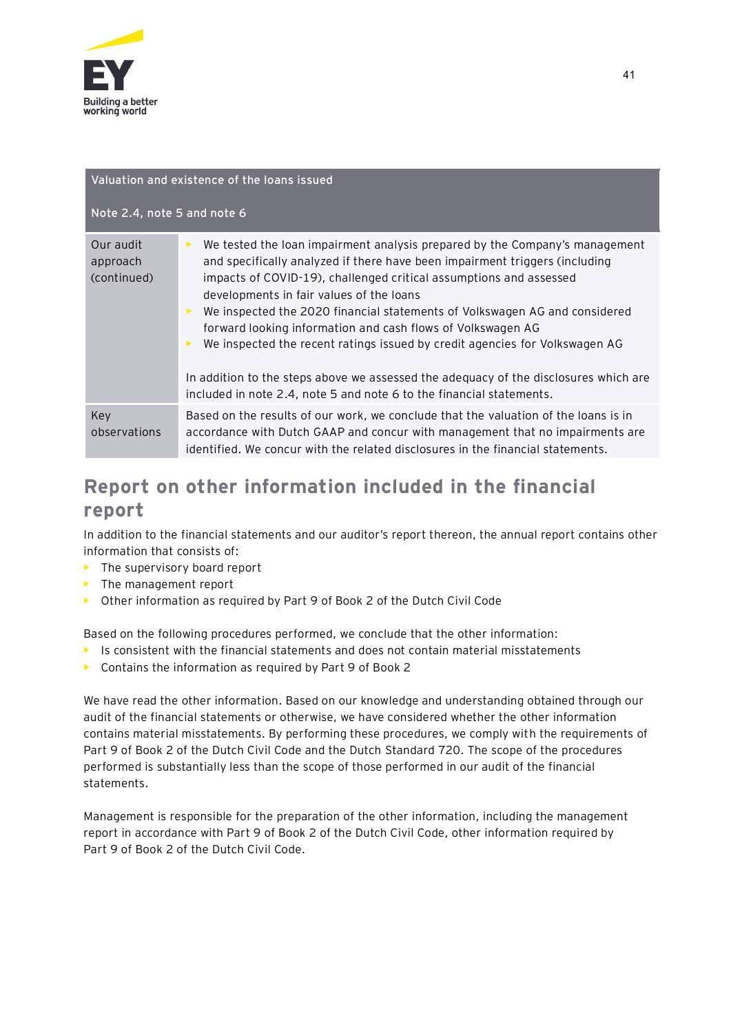| Valuation and existence of the loans issued<br><br>Note 2.4, note 5 and note 6 | |
|---|---|
| Our audit approach (continued) | ▸ We tested the loan impairment analysis prepared by the Company's management and specifically analyzed if there have been impairment triggers (including impacts of COVID-19), challenged critical assumptions and assessed developments in fair values of the loans<br>▸ We inspected the 2020 financial statements of Volkswagen AG and considered forward looking information and cash flows of Volkswagen AG<br>▸ We inspected the recent ratings issued by credit agencies for Volkswagen AG<br><br>In addition to the steps above we assessed the adequacy of the disclosures which are included in note 2.4, note 5 and note 6 to the financial statements. |
| Key observations | Based on the results of our work, we conclude that the valuation of the loans is in accordance with Dutch GAAP and concur with management that no impairments are identified. We concur with the related disclosures in the financial statements. |

## Report on other information included in the financial report

In addition to the financial statements and our auditor's report thereon, the annual report contains other information that consists of:

- The supervisory board report
- The management report
- Other information as required by Part 9 of Book 2 of the Dutch Civil Code

Based on the following procedures performed, we conclude that the other information:

- Is consistent with the financial statements and does not contain material misstatements
- Contains the information as required by Part 9 of Book 2

We have read the other information. Based on our knowledge and understanding obtained through our audit of the financial statements or otherwise, we have considered whether the other information contains material misstatements. By performing these procedures, we comply with the requirements of Part 9 of Book 2 of the Dutch Civil Code and the Dutch Standard 720. The scope of the procedures performed is substantially less than the scope of those performed in our audit of the financial statements.

Management is responsible for the preparation of the other information, including the management report in accordance with Part 9 of Book 2 of the Dutch Civil Code, other information required by Part 9 of Book 2 of the Dutch Civil Code.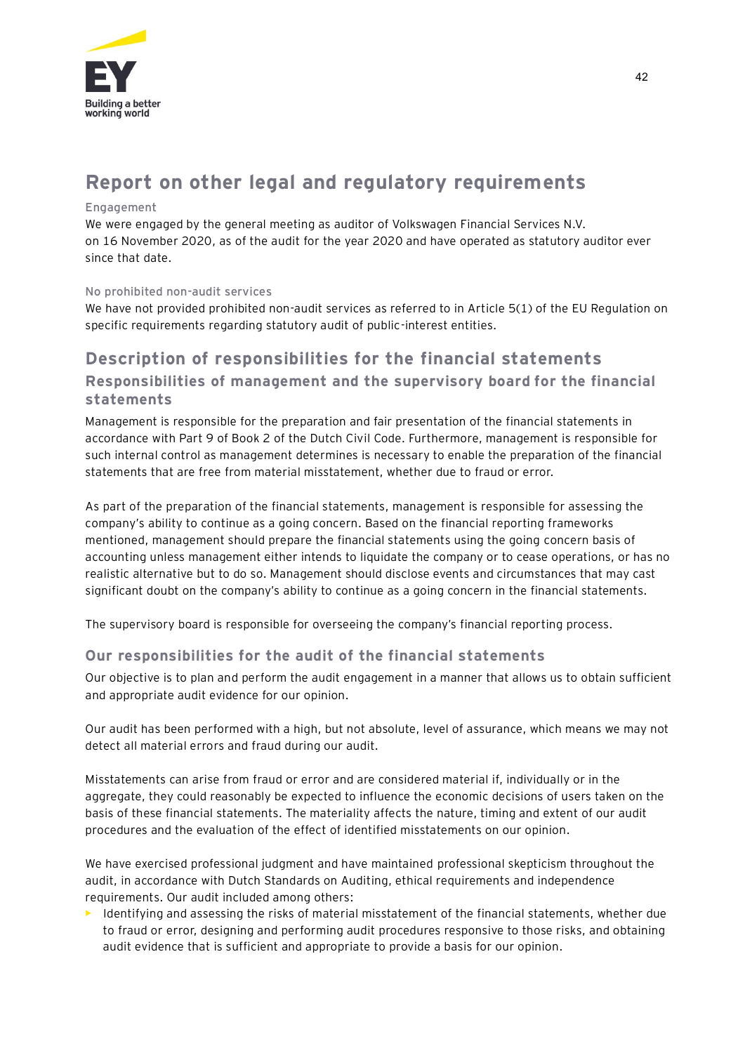## Report on other legal and regulatory requirements

Engagement

We were engaged by the general meeting as auditor of Volkswagen Financial Services N.V. on 16 November 2020, as of the audit for the year 2020 and have operated as statutory auditor ever since that date.

No prohibited non-audit services

We have not provided prohibited non-audit services as referred to in Article 5(1) of the EU Regulation on specific requirements regarding statutory audit of public-interest entities.

## Description of responsibilities for the financial statements

### Responsibilities of management and the supervisory board for the financial statements

Management is responsible for the preparation and fair presentation of the financial statements in accordance with Part 9 of Book 2 of the Dutch Civil Code. Furthermore, management is responsible for such internal control as management determines is necessary to enable the preparation of the financial statements that are free from material misstatement, whether due to fraud or error.

As part of the preparation of the financial statements, management is responsible for assessing the company's ability to continue as a going concern. Based on the financial reporting frameworks mentioned, management should prepare the financial statements using the going concern basis of accounting unless management either intends to liquidate the company or to cease operations, or has no realistic alternative but to do so. Management should disclose events and circumstances that may cast significant doubt on the company's ability to continue as a going concern in the financial statements.

The supervisory board is responsible for overseeing the company's financial reporting process.

### Our responsibilities for the audit of the financial statements

Our objective is to plan and perform the audit engagement in a manner that allows us to obtain sufficient and appropriate audit evidence for our opinion.

Our audit has been performed with a high, but not absolute, level of assurance, which means we may not detect all material errors and fraud during our audit.

Misstatements can arise from fraud or error and are considered material if, individually or in the aggregate, they could reasonably be expected to influence the economic decisions of users taken on the basis of these financial statements. The materiality affects the nature, timing and extent of our audit procedures and the evaluation of the effect of identified misstatements on our opinion.

We have exercised professional judgment and have maintained professional skepticism throughout the audit, in accordance with Dutch Standards on Auditing, ethical requirements and independence requirements. Our audit included among others:

- Identifying and assessing the risks of material misstatement of the financial statements, whether due to fraud or error, designing and performing audit procedures responsive to those risks, and obtaining audit evidence that is sufficient and appropriate to provide a basis for our opinion.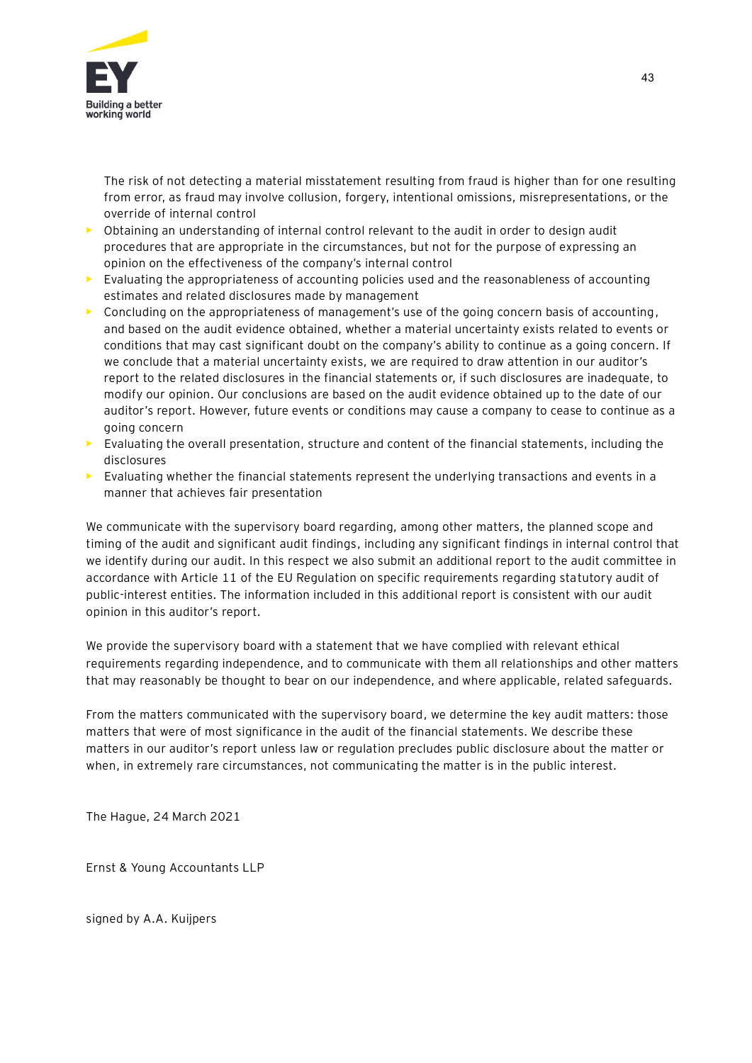The risk of not detecting a material misstatement resulting from fraud is higher than for one resulting from error, as fraud may involve collusion, forgery, intentional omissions, misrepresentations, or the override of internal control

- Obtaining an understanding of internal control relevant to the audit in order to design audit procedures that are appropriate in the circumstances, but not for the purpose of expressing an opinion on the effectiveness of the company's internal control
- Evaluating the appropriateness of accounting policies used and the reasonableness of accounting estimates and related disclosures made by management
- Concluding on the appropriateness of management's use of the going concern basis of accounting, and based on the audit evidence obtained, whether a material uncertainty exists related to events or conditions that may cast significant doubt on the company's ability to continue as a going concern. If we conclude that a material uncertainty exists, we are required to draw attention in our auditor's report to the related disclosures in the financial statements or, if such disclosures are inadequate, to modify our opinion. Our conclusions are based on the audit evidence obtained up to the date of our auditor's report. However, future events or conditions may cause a company to cease to continue as a going concern
- Evaluating the overall presentation, structure and content of the financial statements, including the disclosures
- Evaluating whether the financial statements represent the underlying transactions and events in a manner that achieves fair presentation

We communicate with the supervisory board regarding, among other matters, the planned scope and timing of the audit and significant audit findings, including any significant findings in internal control that we identify during our audit. In this respect we also submit an additional report to the audit committee in accordance with Article 11 of the EU Regulation on specific requirements regarding statutory audit of public-interest entities. The information included in this additional report is consistent with our audit opinion in this auditor's report.

We provide the supervisory board with a statement that we have complied with relevant ethical requirements regarding independence, and to communicate with them all relationships and other matters that may reasonably be thought to bear on our independence, and where applicable, related safeguards.

From the matters communicated with the supervisory board, we determine the key audit matters: those matters that were of most significance in the audit of the financial statements. We describe these matters in our auditor's report unless law or regulation precludes public disclosure about the matter or when, in extremely rare circumstances, not communicating the matter is in the public interest.

The Hague, 24 March 2021

Ernst & Young Accountants LLP

signed by A.A. Kuijpers